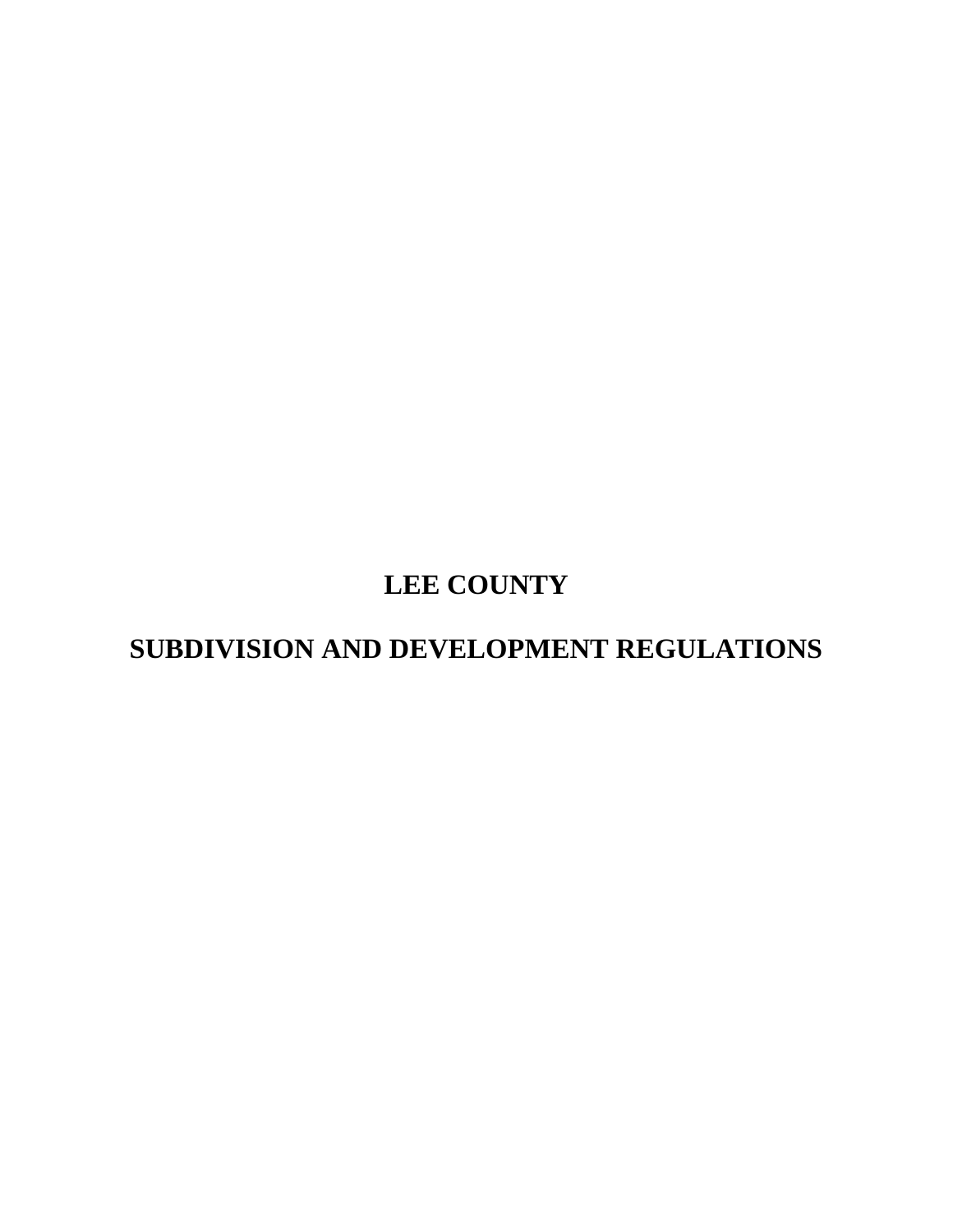# LEE COUNTY

# SUBDIVISION AND DEVELOPMENT REGULATIONS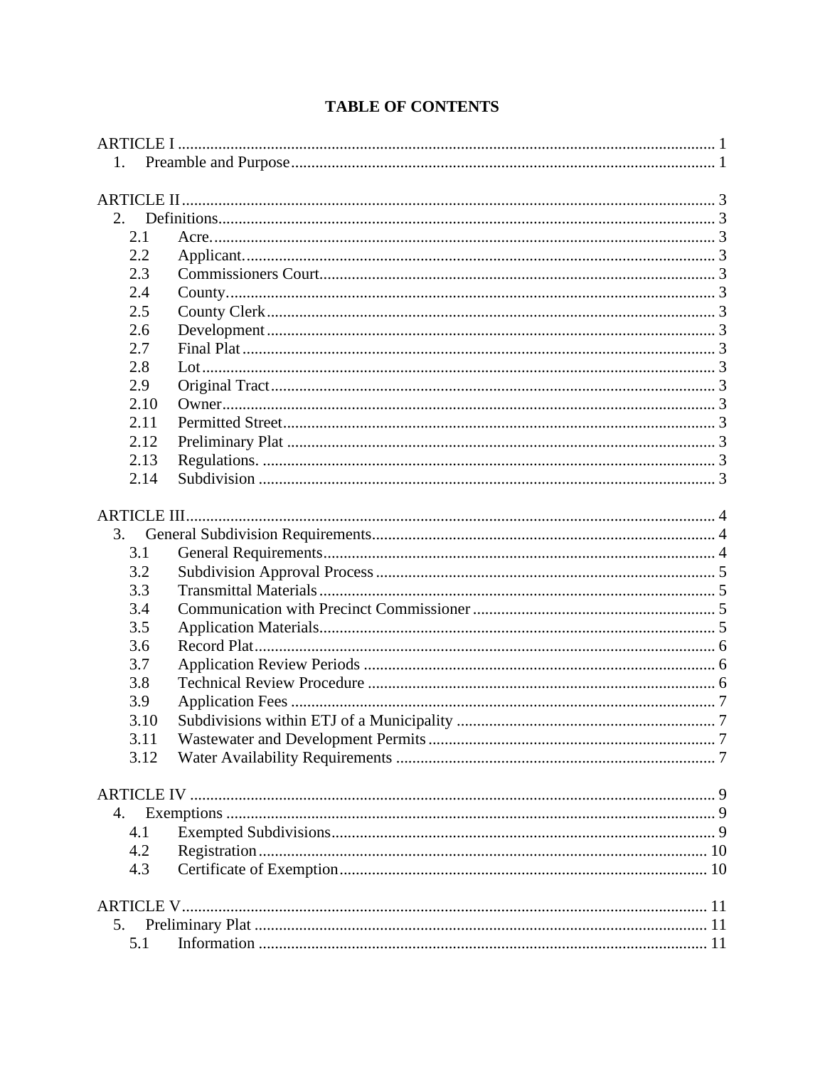# TABLE OF CONTENTS

ARTICLE I .................................................................................................................. 1
  1. Preamble and Purpose ........................................................................................ 1

ARTICLE II ................................................................................................................. 3
  2. Definitions ........................................................................................................... 3
    2.1 Acre. ................................................................................................................ 3
    2.2 Applicant. ........................................................................................................ 3
    2.3 Commissioners Court ...................................................................................... 3
    2.4 County ............................................................................................................. 3
    2.5 County Clerk .................................................................................................... 3
    2.6 Development .................................................................................................... 3
    2.7 Final Plat ......................................................................................................... 3
    2.8 Lot ................................................................................................................... 3
    2.9 Original Tract .................................................................................................. 3
    2.10 Owner ............................................................................................................ 3
    2.11 Permitted Street ............................................................................................. 3
    2.12 Preliminary Plat ............................................................................................. 3
    2.13 Regulations. ................................................................................................... 3
    2.14 Subdivision .................................................................................................... 3

ARTICLE III ................................................................................................................ 4
  3. General Subdivision Requirements ..................................................................... 4
    3.1 General Requirements ...................................................................................... 4
    3.2 Subdivision Approval Process .......................................................................... 5
    3.3 Transmittal Materials ........................................................................................ 5
    3.4 Communication with Precinct Commissioner .................................................. 5
    3.5 Application Materials ....................................................................................... 5
    3.6 Record Plat ....................................................................................................... 6
    3.7 Application Review Periods ............................................................................. 6
    3.8 Technical Review Procedure ............................................................................ 6
    3.9 Application Fees .............................................................................................. 7
    3.10 Subdivisions within ETJ of a Municipality .................................................... 7
    3.11 Wastewater and Development Permits ........................................................... 7
    3.12 Water Availability Requirements ................................................................... 7

ARTICLE IV ................................................................................................................ 9
  4. Exemptions ........................................................................................................... 9
    4.1 Exempted Subdivisions .................................................................................... 9
    4.2 Registration ..................................................................................................... 10
    4.3 Certificate of Exemption ................................................................................. 10

ARTICLE V ................................................................................................................ 11
  5. Preliminary Plat .................................................................................................. 11
    5.1 Information ..................................................................................................... 11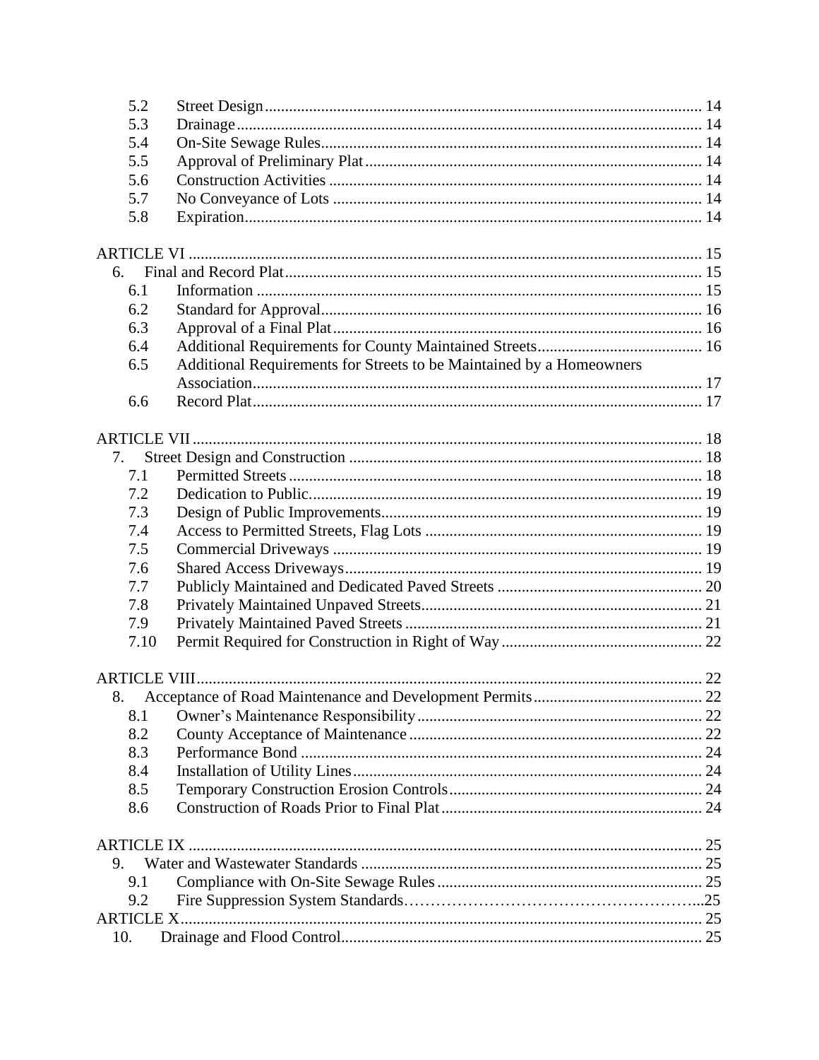| | | |
|---|---|---|
| 5.2 | Street Design | 14 |
| 5.3 | Drainage | 14 |
| 5.4 | On-Site Sewage Rules | 14 |
| 5.5 | Approval of Preliminary Plat | 14 |
| 5.6 | Construction Activities | 14 |
| 5.7 | No Conveyance of Lots | 14 |
| 5.8 | Expiration | 14 |
| **ARTICLE VI** | | 15 |
| 6. | Final and Record Plat | 15 |
| 6.1 | Information | 15 |
| 6.2 | Standard for Approval | 16 |
| 6.3 | Approval of a Final Plat | 16 |
| 6.4 | Additional Requirements for County Maintained Streets | 16 |
| 6.5 | Additional Requirements for Streets to be Maintained by a Homeowners Association | 17 |
| 6.6 | Record Plat | 17 |
| **ARTICLE VII** | | 18 |
| 7. | Street Design and Construction | 18 |
| 7.1 | Permitted Streets | 18 |
| 7.2 | Dedication to Public. | 19 |
| 7.3 | Design of Public Improvements | 19 |
| 7.4 | Access to Permitted Streets, Flag Lots | 19 |
| 7.5 | Commercial Driveways | 19 |
| 7.6 | Shared Access Driveways | 19 |
| 7.7 | Publicly Maintained and Dedicated Paved Streets | 20 |
| 7.8 | Privately Maintained Unpaved Streets | 21 |
| 7.9 | Privately Maintained Paved Streets | 21 |
| 7.10 | Permit Required for Construction in Right of Way | 22 |
| **ARTICLE VIII** | | 22 |
| 8. | Acceptance of Road Maintenance and Development Permits | 22 |
| 8.1 | Owner's Maintenance Responsibility | 22 |
| 8.2 | County Acceptance of Maintenance | 22 |
| 8.3 | Performance Bond | 24 |
| 8.4 | Installation of Utility Lines | 24 |
| 8.5 | Temporary Construction Erosion Controls | 24 |
| 8.6 | Construction of Roads Prior to Final Plat | 24 |
| **ARTICLE IX** | | 25 |
| 9. | Water and Wastewater Standards | 25 |
| 9.1 | Compliance with On-Site Sewage Rules | 25 |
| 9.2 | Fire Suppression System Standards | 25 |
| **ARTICLE X** | | 25 |
| 10. | Drainage and Flood Control | 25 |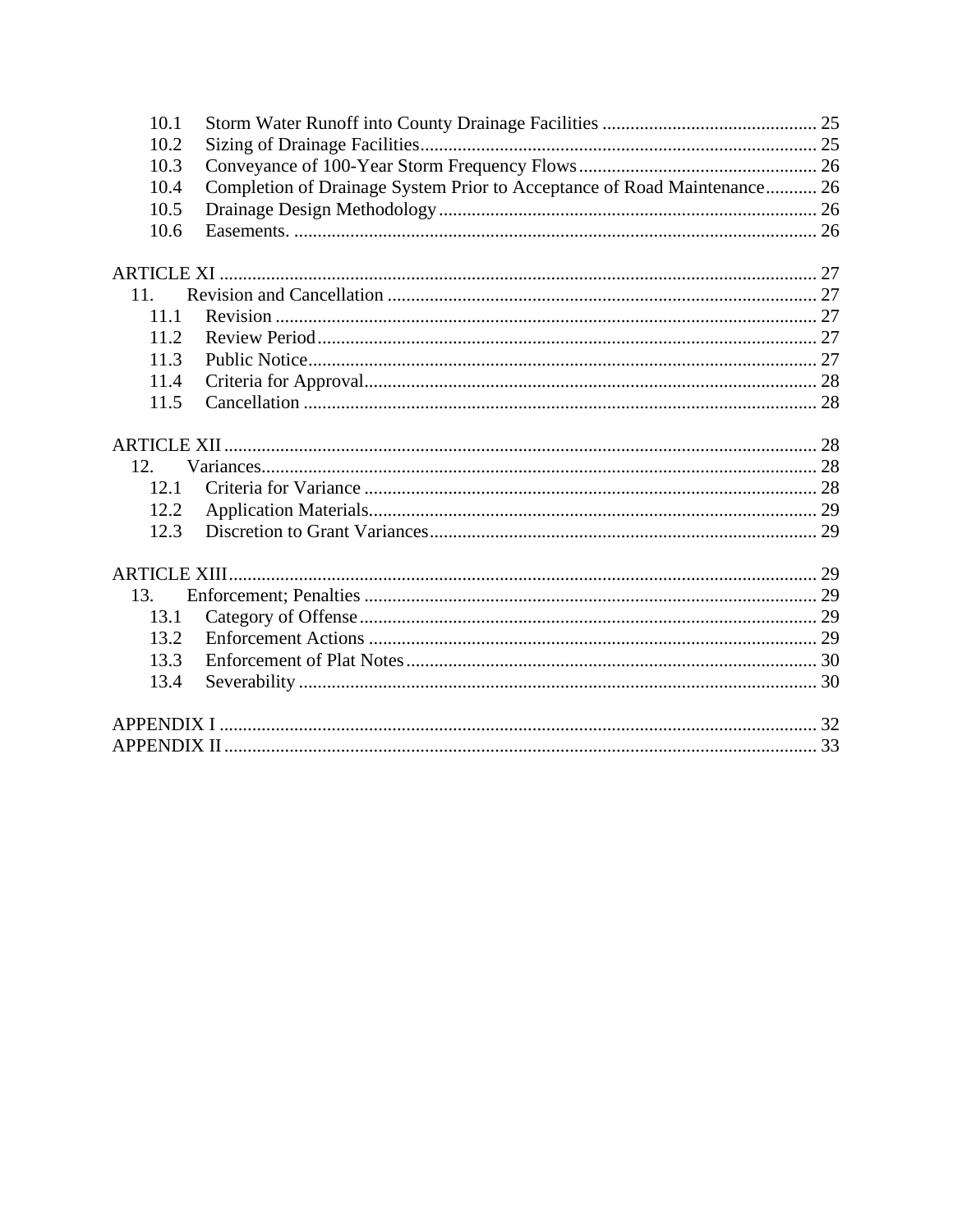10.1 Storm Water Runoff into County Drainage Facilities ............................................. 25
10.2 Sizing of Drainage Facilities..................................................................................... 25
10.3 Conveyance of 100-Year Storm Frequency Flows.................................................... 26
10.4 Completion of Drainage System Prior to Acceptance of Road Maintenance........... 26
10.5 Drainage Design Methodology................................................................................. 26
10.6 Easements. ................................................................................................................ 26

ARTICLE XI ..................................................................................................................... 27
11. Revision and Cancellation ............................................................................................ 27
11.1 Revision .................................................................................................................... 27
11.2 Review Period........................................................................................................... 27
11.3 Public Notice............................................................................................................. 27
11.4 Criteria for Approval................................................................................................. 28
11.5 Cancellation .............................................................................................................. 28

ARTICLE XII .................................................................................................................... 28
12. Variances....................................................................................................................... 28
12.1 Criteria for Variance ................................................................................................. 28
12.2 Application Materials................................................................................................ 29
12.3 Discretion to Grant Variances................................................................................... 29

ARTICLE XIII................................................................................................................... 29
13. Enforcement; Penalties ................................................................................................. 29
13.1 Category of Offense.................................................................................................. 29
13.2 Enforcement Actions ................................................................................................ 29
13.3 Enforcement of Plat Notes........................................................................................ 30
13.4 Severability ............................................................................................................... 30

APPENDIX I ..................................................................................................................... 32
APPENDIX II .................................................................................................................... 33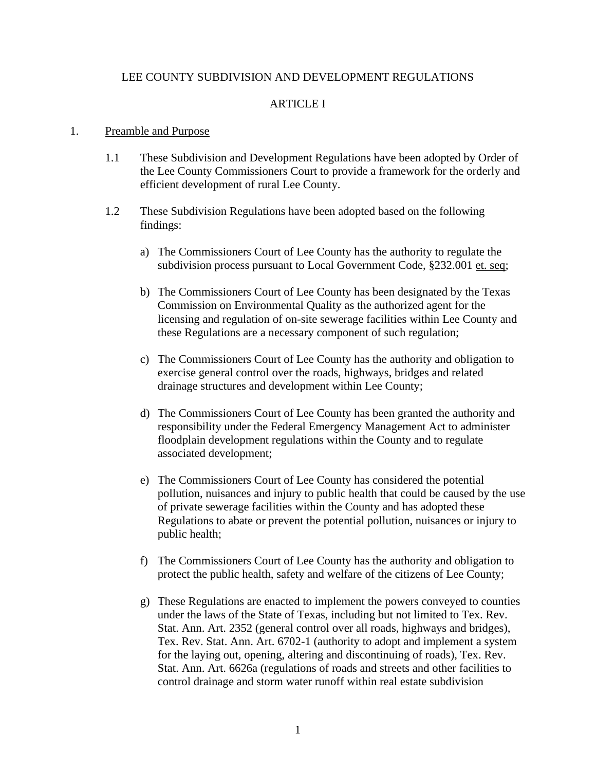LEE COUNTY SUBDIVISION AND DEVELOPMENT REGULATIONS

ARTICLE I

1. Preamble and Purpose

   1.1 These Subdivision and Development Regulations have been adopted by Order of the Lee County Commissioners Court to provide a framework for the orderly and efficient development of rural Lee County.

   1.2 These Subdivision Regulations have been adopted based on the following findings:

      a) The Commissioners Court of Lee County has the authority to regulate the subdivision process pursuant to Local Government Code, §232.001 et. seq;

      b) The Commissioners Court of Lee County has been designated by the Texas Commission on Environmental Quality as the authorized agent for the licensing and regulation of on-site sewerage facilities within Lee County and these Regulations are a necessary component of such regulation;

      c) The Commissioners Court of Lee County has the authority and obligation to exercise general control over the roads, highways, bridges and related drainage structures and development within Lee County;

      d) The Commissioners Court of Lee County has been granted the authority and responsibility under the Federal Emergency Management Act to administer floodplain development regulations within the County and to regulate associated development;

      e) The Commissioners Court of Lee County has considered the potential pollution, nuisances and injury to public health that could be caused by the use of private sewerage facilities within the County and has adopted these Regulations to abate or prevent the potential pollution, nuisances or injury to public health;

      f) The Commissioners Court of Lee County has the authority and obligation to protect the public health, safety and welfare of the citizens of Lee County;

      g) These Regulations are enacted to implement the powers conveyed to counties under the laws of the State of Texas, including but not limited to Tex. Rev. Stat. Ann. Art. 2352 (general control over all roads, highways and bridges), Tex. Rev. Stat. Ann. Art. 6702-1 (authority to adopt and implement a system for the laying out, opening, altering and discontinuing of roads), Tex. Rev. Stat. Ann. Art. 6626a (regulations of roads and streets and other facilities to control drainage and storm water runoff within real estate subdivision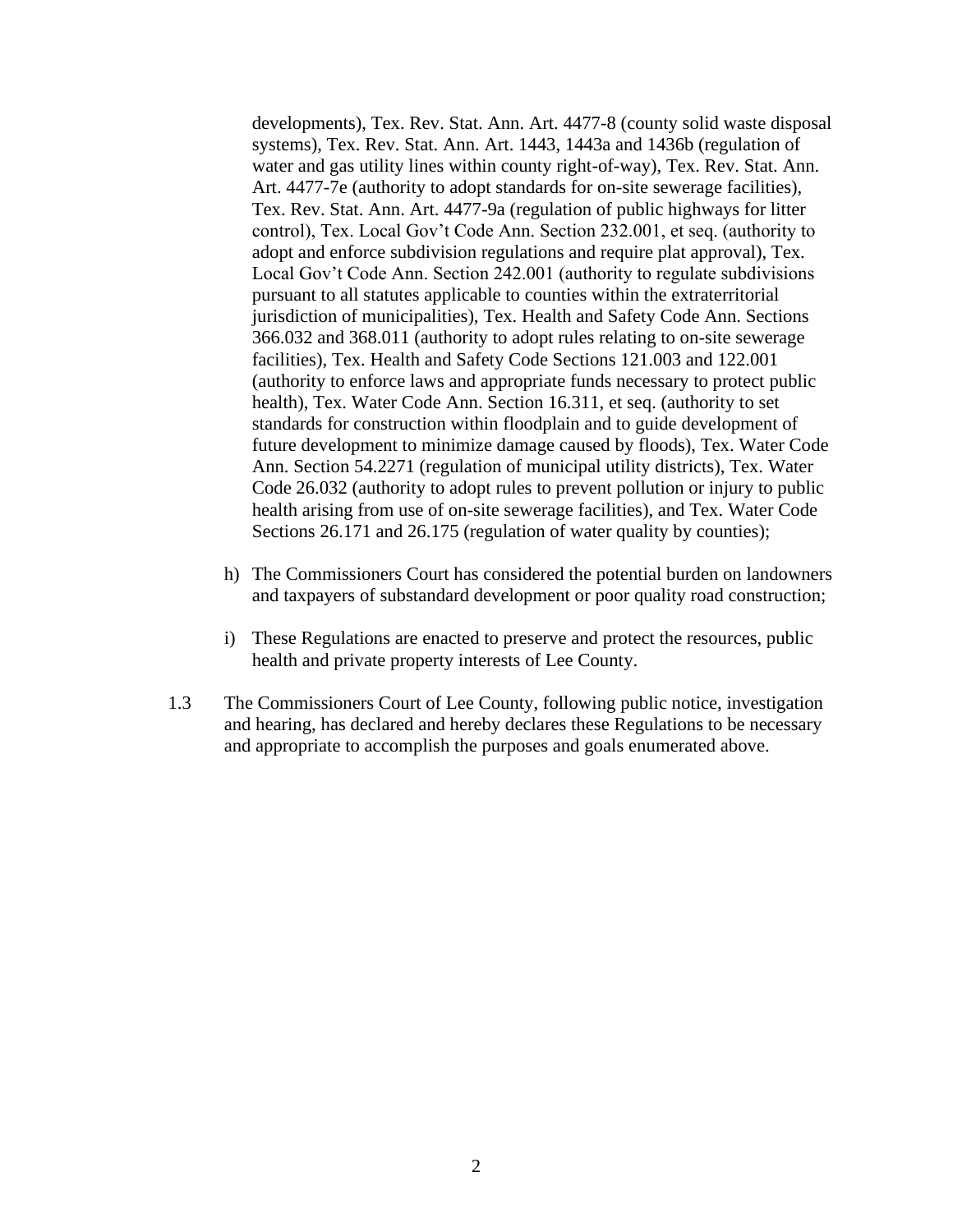developments), Tex. Rev. Stat. Ann. Art. 4477-8 (county solid waste disposal systems), Tex. Rev. Stat. Ann. Art. 1443, 1443a and 1436b (regulation of water and gas utility lines within county right-of-way), Tex. Rev. Stat. Ann. Art. 4477-7e (authority to adopt standards for on-site sewerage facilities), Tex. Rev. Stat. Ann. Art. 4477-9a (regulation of public highways for litter control), Tex. Local Gov't Code Ann. Section 232.001, et seq. (authority to adopt and enforce subdivision regulations and require plat approval), Tex. Local Gov't Code Ann. Section 242.001 (authority to regulate subdivisions pursuant to all statutes applicable to counties within the extraterritorial jurisdiction of municipalities), Tex. Health and Safety Code Ann. Sections 366.032 and 368.011 (authority to adopt rules relating to on-site sewerage facilities), Tex. Health and Safety Code Sections 121.003 and 122.001 (authority to enforce laws and appropriate funds necessary to protect public health), Tex. Water Code Ann. Section 16.311, et seq. (authority to set standards for construction within floodplain and to guide development of future development to minimize damage caused by floods), Tex. Water Code Ann. Section 54.2271 (regulation of municipal utility districts), Tex. Water Code 26.032 (authority to adopt rules to prevent pollution or injury to public health arising from use of on-site sewerage facilities), and Tex. Water Code Sections 26.171 and 26.175 (regulation of water quality by counties);

h) The Commissioners Court has considered the potential burden on landowners and taxpayers of substandard development or poor quality road construction;

i) These Regulations are enacted to preserve and protect the resources, public health and private property interests of Lee County.

1.3 The Commissioners Court of Lee County, following public notice, investigation and hearing, has declared and hereby declares these Regulations to be necessary and appropriate to accomplish the purposes and goals enumerated above.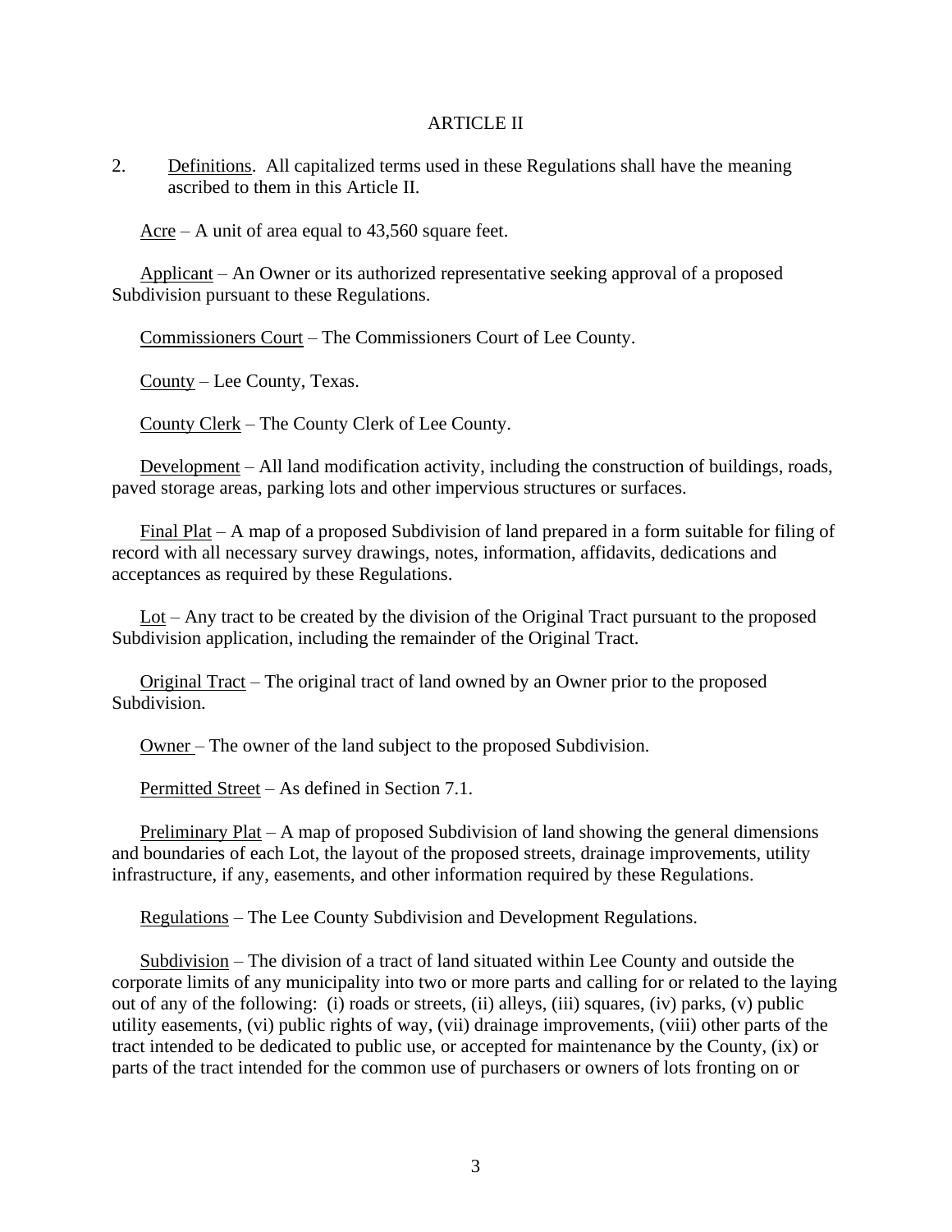## ARTICLE II

2. Definitions. All capitalized terms used in these Regulations shall have the meaning ascribed to them in this Article II.

Acre – A unit of area equal to 43,560 square feet.

Applicant – An Owner or its authorized representative seeking approval of a proposed Subdivision pursuant to these Regulations.

Commissioners Court – The Commissioners Court of Lee County.

County – Lee County, Texas.

County Clerk – The County Clerk of Lee County.

Development – All land modification activity, including the construction of buildings, roads, paved storage areas, parking lots and other impervious structures or surfaces.

Final Plat – A map of a proposed Subdivision of land prepared in a form suitable for filing of record with all necessary survey drawings, notes, information, affidavits, dedications and acceptances as required by these Regulations.

Lot – Any tract to be created by the division of the Original Tract pursuant to the proposed Subdivision application, including the remainder of the Original Tract.

Original Tract – The original tract of land owned by an Owner prior to the proposed Subdivision.

Owner – The owner of the land subject to the proposed Subdivision.

Permitted Street – As defined in Section 7.1.

Preliminary Plat – A map of proposed Subdivision of land showing the general dimensions and boundaries of each Lot, the layout of the proposed streets, drainage improvements, utility infrastructure, if any, easements, and other information required by these Regulations.

Regulations – The Lee County Subdivision and Development Regulations.

Subdivision – The division of a tract of land situated within Lee County and outside the corporate limits of any municipality into two or more parts and calling for or related to the laying out of any of the following: (i) roads or streets, (ii) alleys, (iii) squares, (iv) parks, (v) public utility easements, (vi) public rights of way, (vii) drainage improvements, (viii) other parts of the tract intended to be dedicated to public use, or accepted for maintenance by the County, (ix) or parts of the tract intended for the common use of purchasers or owners of lots fronting on or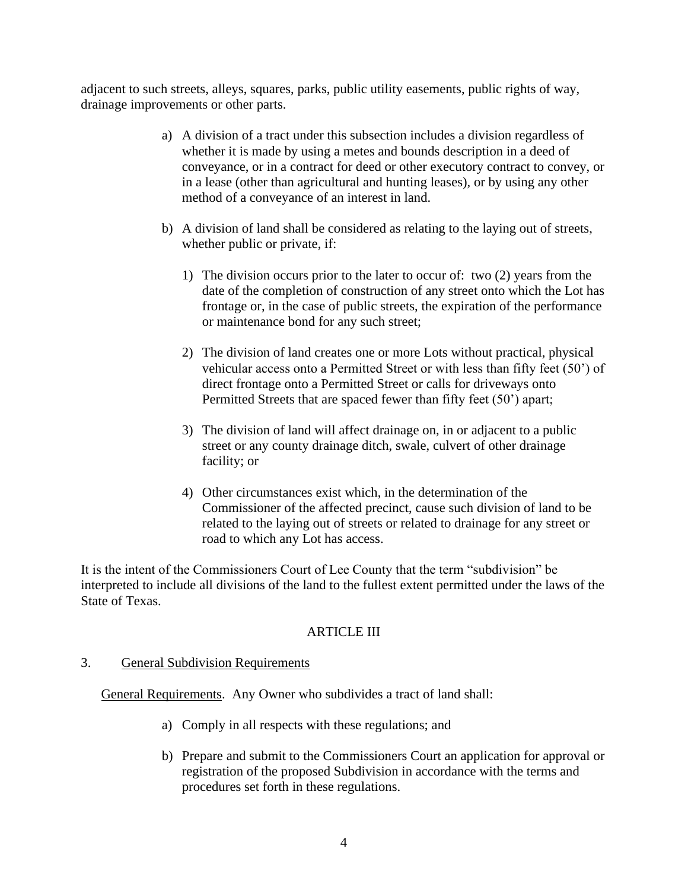adjacent to such streets, alleys, squares, parks, public utility easements, public rights of way, drainage improvements or other parts.

a) A division of a tract under this subsection includes a division regardless of whether it is made by using a metes and bounds description in a deed of conveyance, or in a contract for deed or other executory contract to convey, or in a lease (other than agricultural and hunting leases), or by using any other method of a conveyance of an interest in land.

b) A division of land shall be considered as relating to the laying out of streets, whether public or private, if:

   1) The division occurs prior to the later to occur of: two (2) years from the date of the completion of construction of any street onto which the Lot has frontage or, in the case of public streets, the expiration of the performance or maintenance bond for any such street;

   2) The division of land creates one or more Lots without practical, physical vehicular access onto a Permitted Street or with less than fifty feet (50') of direct frontage onto a Permitted Street or calls for driveways onto Permitted Streets that are spaced fewer than fifty feet (50') apart;

   3) The division of land will affect drainage on, in or adjacent to a public street or any county drainage ditch, swale, culvert of other drainage facility; or

   4) Other circumstances exist which, in the determination of the Commissioner of the affected precinct, cause such division of land to be related to the laying out of streets or related to drainage for any street or road to which any Lot has access.

It is the intent of the Commissioners Court of Lee County that the term "subdivision" be interpreted to include all divisions of the land to the fullest extent permitted under the laws of the State of Texas.

## ARTICLE III

### 3. General Subdivision Requirements

General Requirements. Any Owner who subdivides a tract of land shall:

a) Comply in all respects with these regulations; and

b) Prepare and submit to the Commissioners Court an application for approval or registration of the proposed Subdivision in accordance with the terms and procedures set forth in these regulations.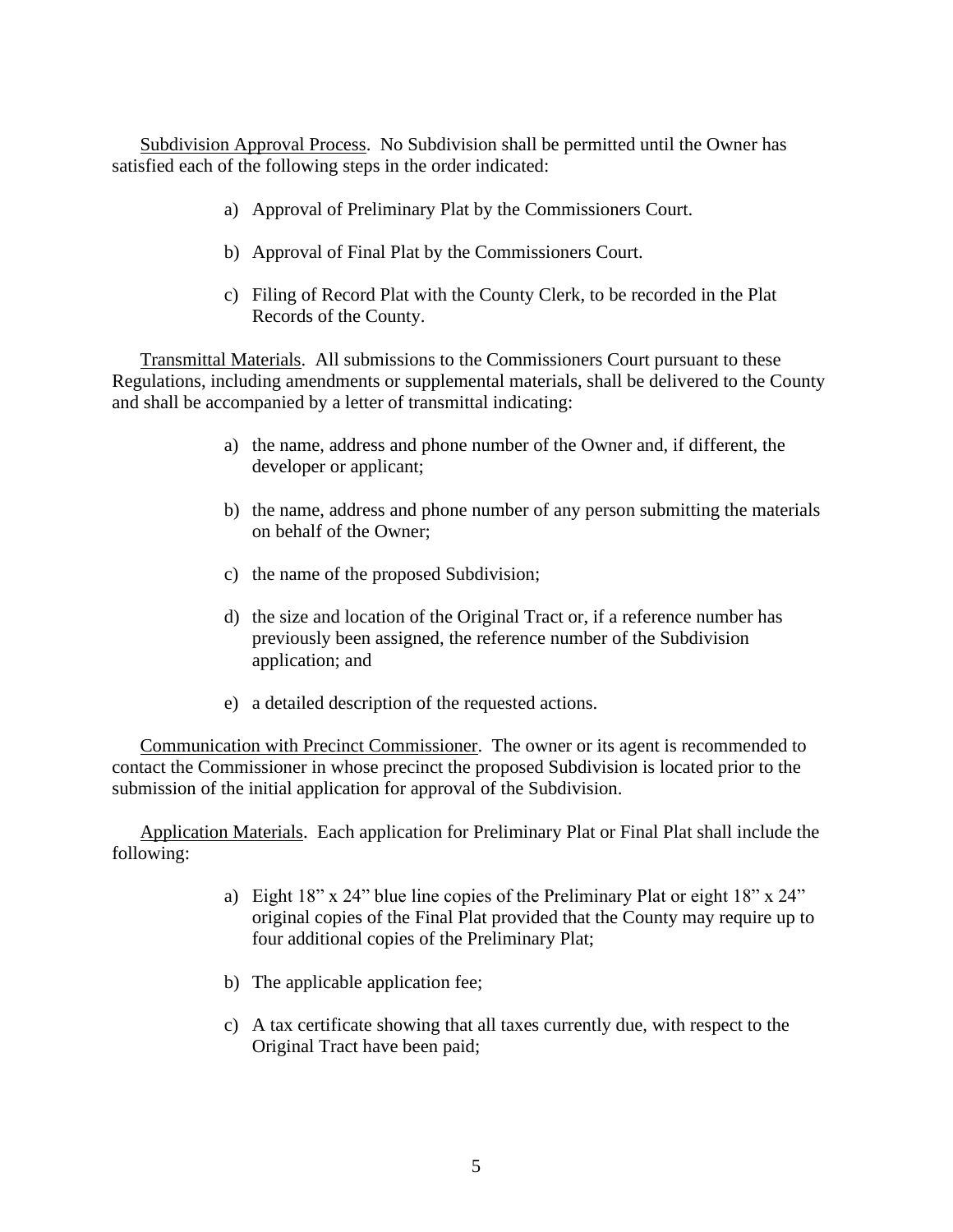<u>Subdivision Approval Process</u>. No Subdivision shall be permitted until the Owner has satisfied each of the following steps in the order indicated:

a) Approval of Preliminary Plat by the Commissioners Court.

b) Approval of Final Plat by the Commissioners Court.

c) Filing of Record Plat with the County Clerk, to be recorded in the Plat Records of the County.

<u>Transmittal Materials</u>. All submissions to the Commissioners Court pursuant to these Regulations, including amendments or supplemental materials, shall be delivered to the County and shall be accompanied by a letter of transmittal indicating:

a) the name, address and phone number of the Owner and, if different, the developer or applicant;

b) the name, address and phone number of any person submitting the materials on behalf of the Owner;

c) the name of the proposed Subdivision;

d) the size and location of the Original Tract or, if a reference number has previously been assigned, the reference number of the Subdivision application; and

e) a detailed description of the requested actions.

<u>Communication with Precinct Commissioner</u>. The owner or its agent is recommended to contact the Commissioner in whose precinct the proposed Subdivision is located prior to the submission of the initial application for approval of the Subdivision.

<u>Application Materials</u>. Each application for Preliminary Plat or Final Plat shall include the following:

a) Eight 18" x 24" blue line copies of the Preliminary Plat or eight 18" x 24" original copies of the Final Plat provided that the County may require up to four additional copies of the Preliminary Plat;

b) The applicable application fee;

c) A tax certificate showing that all taxes currently due, with respect to the Original Tract have been paid;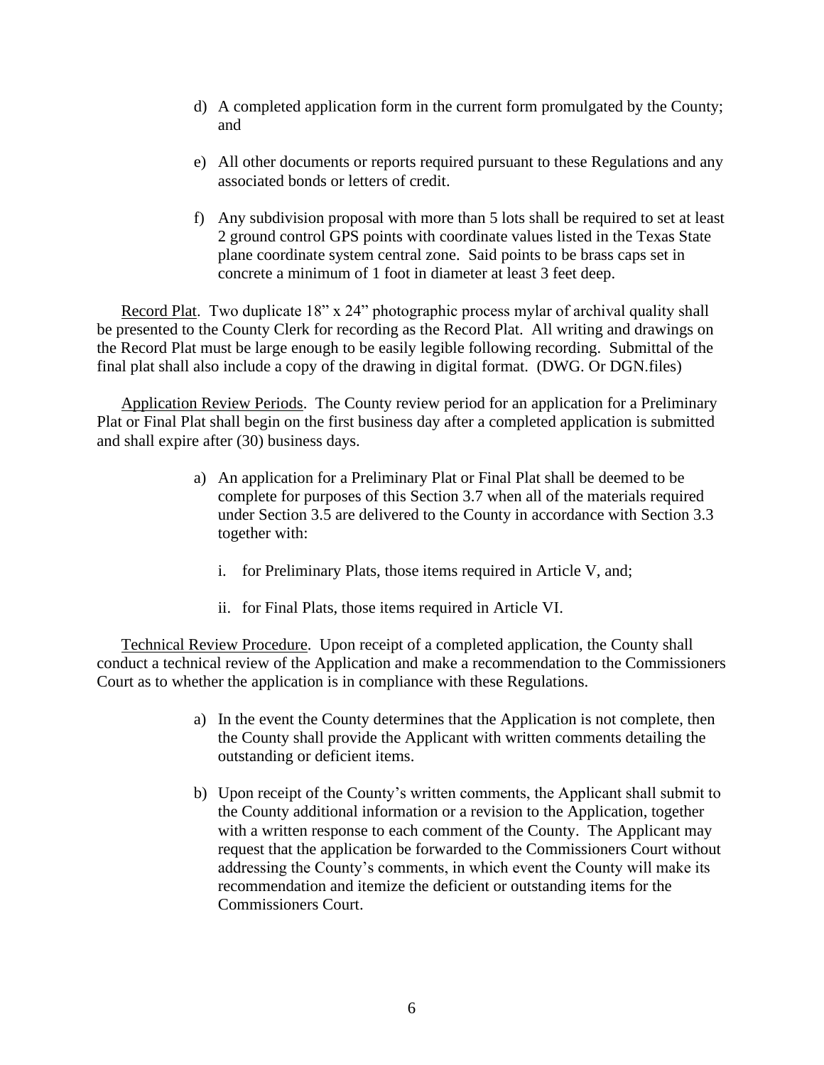d) A completed application form in the current form promulgated by the County; and

e) All other documents or reports required pursuant to these Regulations and any associated bonds or letters of credit.

f) Any subdivision proposal with more than 5 lots shall be required to set at least 2 ground control GPS points with coordinate values listed in the Texas State plane coordinate system central zone. Said points to be brass caps set in concrete a minimum of 1 foot in diameter at least 3 feet deep.

Record Plat. Two duplicate 18" x 24" photographic process mylar of archival quality shall be presented to the County Clerk for recording as the Record Plat. All writing and drawings on the Record Plat must be large enough to be easily legible following recording. Submittal of the final plat shall also include a copy of the drawing in digital format. (DWG. Or DGN.files)

Application Review Periods. The County review period for an application for a Preliminary Plat or Final Plat shall begin on the first business day after a completed application is submitted and shall expire after (30) business days.

a) An application for a Preliminary Plat or Final Plat shall be deemed to be complete for purposes of this Section 3.7 when all of the materials required under Section 3.5 are delivered to the County in accordance with Section 3.3 together with:

   i. for Preliminary Plats, those items required in Article V, and;

   ii. for Final Plats, those items required in Article VI.

Technical Review Procedure. Upon receipt of a completed application, the County shall conduct a technical review of the Application and make a recommendation to the Commissioners Court as to whether the application is in compliance with these Regulations.

a) In the event the County determines that the Application is not complete, then the County shall provide the Applicant with written comments detailing the outstanding or deficient items.

b) Upon receipt of the County's written comments, the Applicant shall submit to the County additional information or a revision to the Application, together with a written response to each comment of the County. The Applicant may request that the application be forwarded to the Commissioners Court without addressing the County's comments, in which event the County will make its recommendation and itemize the deficient or outstanding items for the Commissioners Court.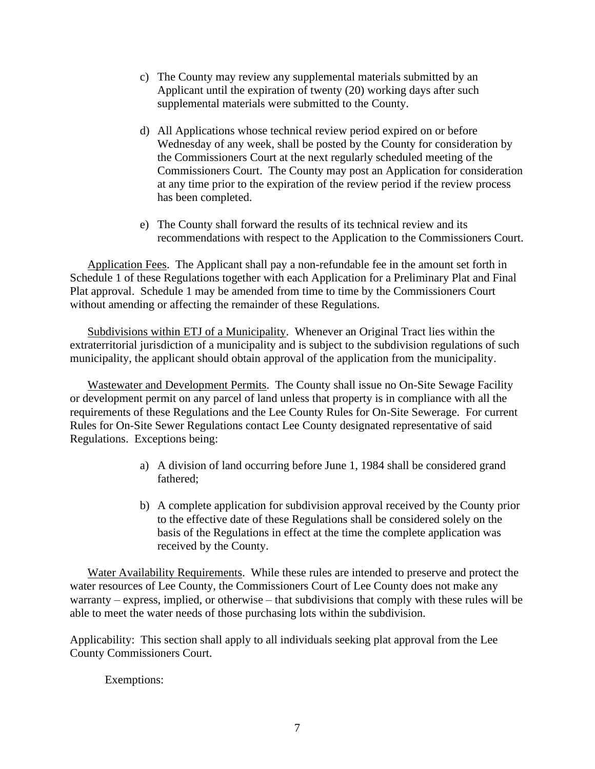c) The County may review any supplemental materials submitted by an Applicant until the expiration of twenty (20) working days after such supplemental materials were submitted to the County.

d) All Applications whose technical review period expired on or before Wednesday of any week, shall be posted by the County for consideration by the Commissioners Court at the next regularly scheduled meeting of the Commissioners Court. The County may post an Application for consideration at any time prior to the expiration of the review period if the review process has been completed.

e) The County shall forward the results of its technical review and its recommendations with respect to the Application to the Commissioners Court.

Application Fees. The Applicant shall pay a non-refundable fee in the amount set forth in Schedule 1 of these Regulations together with each Application for a Preliminary Plat and Final Plat approval. Schedule 1 may be amended from time to time by the Commissioners Court without amending or affecting the remainder of these Regulations.

Subdivisions within ETJ of a Municipality. Whenever an Original Tract lies within the extraterritorial jurisdiction of a municipality and is subject to the subdivision regulations of such municipality, the applicant should obtain approval of the application from the municipality.

Wastewater and Development Permits. The County shall issue no On-Site Sewage Facility or development permit on any parcel of land unless that property is in compliance with all the requirements of these Regulations and the Lee County Rules for On-Site Sewerage. For current Rules for On-Site Sewer Regulations contact Lee County designated representative of said Regulations. Exceptions being:

a) A division of land occurring before June 1, 1984 shall be considered grand fathered;

b) A complete application for subdivision approval received by the County prior to the effective date of these Regulations shall be considered solely on the basis of the Regulations in effect at the time the complete application was received by the County.

Water Availability Requirements. While these rules are intended to preserve and protect the water resources of Lee County, the Commissioners Court of Lee County does not make any warranty – express, implied, or otherwise – that subdivisions that comply with these rules will be able to meet the water needs of those purchasing lots within the subdivision.

Applicability: This section shall apply to all individuals seeking plat approval from the Lee County Commissioners Court.

Exemptions: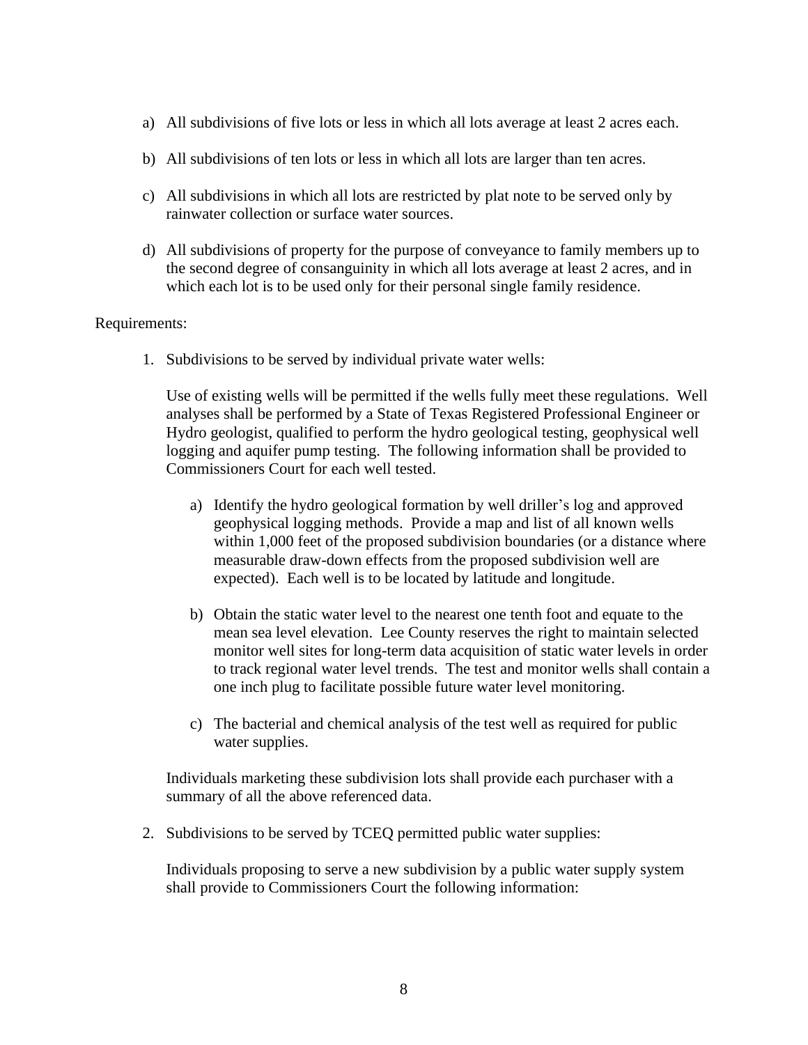a) All subdivisions of five lots or less in which all lots average at least 2 acres each.

b) All subdivisions of ten lots or less in which all lots are larger than ten acres.

c) All subdivisions in which all lots are restricted by plat note to be served only by rainwater collection or surface water sources.

d) All subdivisions of property for the purpose of conveyance to family members up to the second degree of consanguinity in which all lots average at least 2 acres, and in which each lot is to be used only for their personal single family residence.

Requirements:

1. Subdivisions to be served by individual private water wells:

   Use of existing wells will be permitted if the wells fully meet these regulations. Well analyses shall be performed by a State of Texas Registered Professional Engineer or Hydro geologist, qualified to perform the hydro geological testing, geophysical well logging and aquifer pump testing. The following information shall be provided to Commissioners Court for each well tested.

   a) Identify the hydro geological formation by well driller's log and approved geophysical logging methods. Provide a map and list of all known wells within 1,000 feet of the proposed subdivision boundaries (or a distance where measurable draw-down effects from the proposed subdivision well are expected). Each well is to be located by latitude and longitude.

   b) Obtain the static water level to the nearest one tenth foot and equate to the mean sea level elevation. Lee County reserves the right to maintain selected monitor well sites for long-term data acquisition of static water levels in order to track regional water level trends. The test and monitor wells shall contain a one inch plug to facilitate possible future water level monitoring.

   c) The bacterial and chemical analysis of the test well as required for public water supplies.

   Individuals marketing these subdivision lots shall provide each purchaser with a summary of all the above referenced data.

2. Subdivisions to be served by TCEQ permitted public water supplies:

   Individuals proposing to serve a new subdivision by a public water supply system shall provide to Commissioners Court the following information: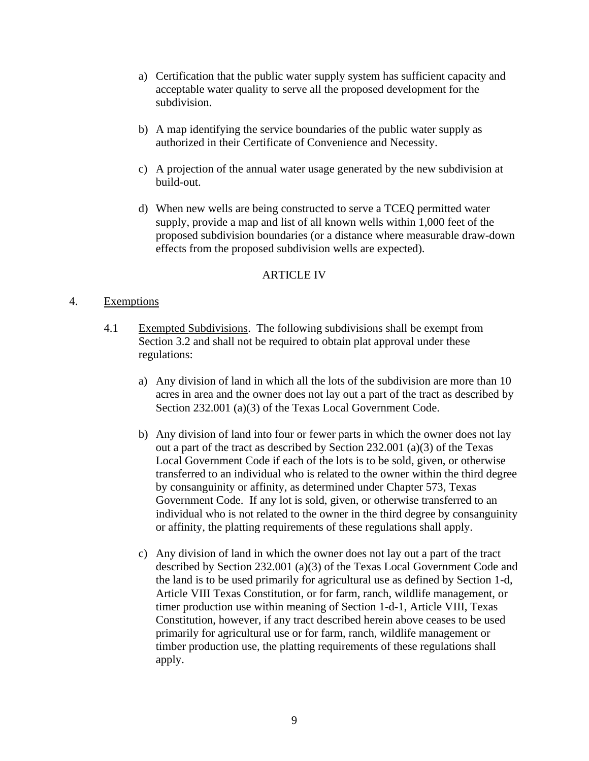a) Certification that the public water supply system has sufficient capacity and acceptable water quality to serve all the proposed development for the subdivision.

b) A map identifying the service boundaries of the public water supply as authorized in their Certificate of Convenience and Necessity.

c) A projection of the annual water usage generated by the new subdivision at build-out.

d) When new wells are being constructed to serve a TCEQ permitted water supply, provide a map and list of all known wells within 1,000 feet of the proposed subdivision boundaries (or a distance where measurable draw-down effects from the proposed subdivision wells are expected).

## ARTICLE IV

4. Exemptions

4.1 Exempted Subdivisions. The following subdivisions shall be exempt from Section 3.2 and shall not be required to obtain plat approval under these regulations:

a) Any division of land in which all the lots of the subdivision are more than 10 acres in area and the owner does not lay out a part of the tract as described by Section 232.001 (a)(3) of the Texas Local Government Code.

b) Any division of land into four or fewer parts in which the owner does not lay out a part of the tract as described by Section 232.001 (a)(3) of the Texas Local Government Code if each of the lots is to be sold, given, or otherwise transferred to an individual who is related to the owner within the third degree by consanguinity or affinity, as determined under Chapter 573, Texas Government Code. If any lot is sold, given, or otherwise transferred to an individual who is not related to the owner in the third degree by consanguinity or affinity, the platting requirements of these regulations shall apply.

c) Any division of land in which the owner does not lay out a part of the tract described by Section 232.001 (a)(3) of the Texas Local Government Code and the land is to be used primarily for agricultural use as defined by Section 1-d, Article VIII Texas Constitution, or for farm, ranch, wildlife management, or timer production use within meaning of Section 1-d-1, Article VIII, Texas Constitution, however, if any tract described herein above ceases to be used primarily for agricultural use or for farm, ranch, wildlife management or timber production use, the platting requirements of these regulations shall apply.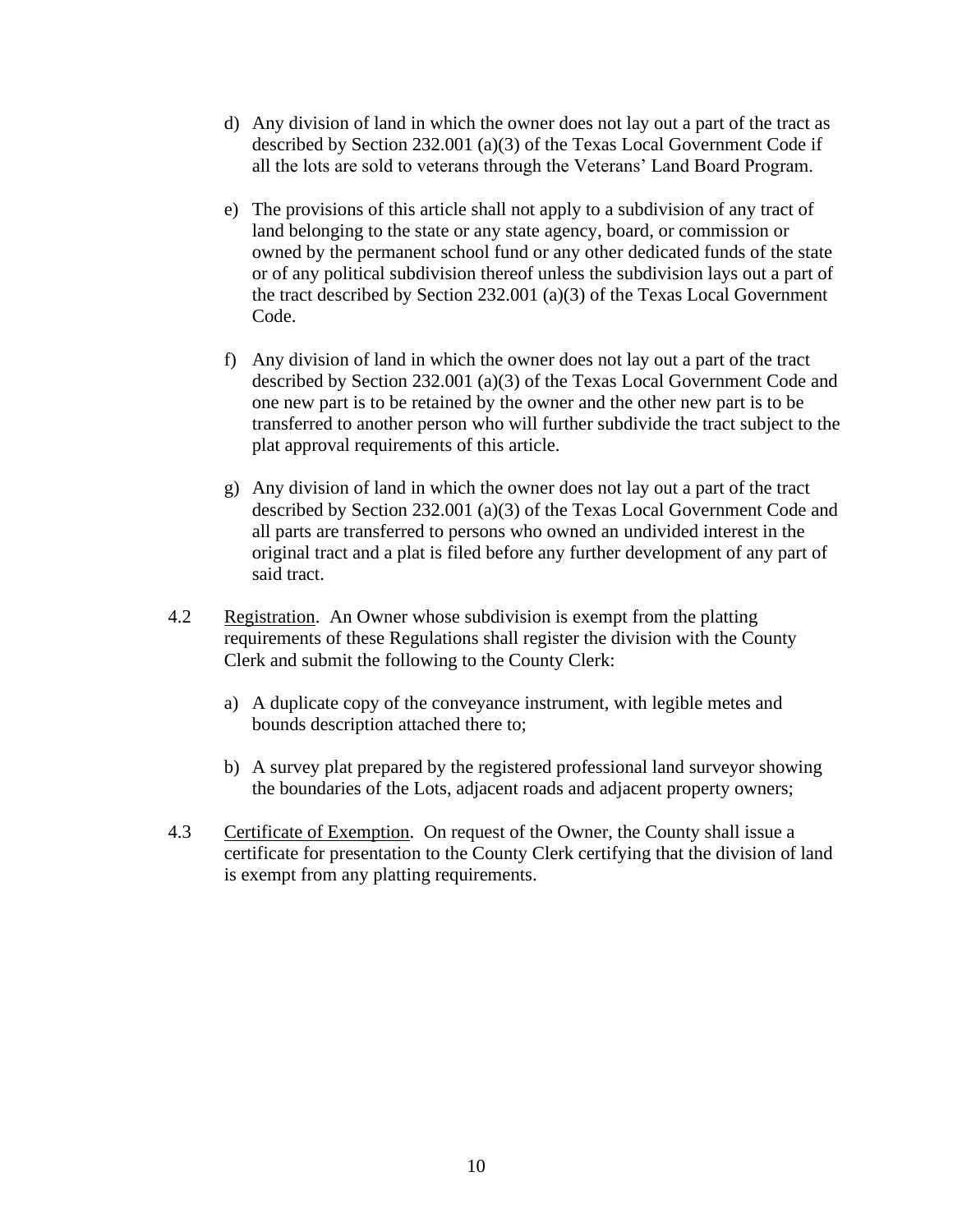d) Any division of land in which the owner does not lay out a part of the tract as described by Section 232.001 (a)(3) of the Texas Local Government Code if all the lots are sold to veterans through the Veterans' Land Board Program.

e) The provisions of this article shall not apply to a subdivision of any tract of land belonging to the state or any state agency, board, or commission or owned by the permanent school fund or any other dedicated funds of the state or of any political subdivision thereof unless the subdivision lays out a part of the tract described by Section 232.001 (a)(3) of the Texas Local Government Code.

f) Any division of land in which the owner does not lay out a part of the tract described by Section 232.001 (a)(3) of the Texas Local Government Code and one new part is to be retained by the owner and the other new part is to be transferred to another person who will further subdivide the tract subject to the plat approval requirements of this article.

g) Any division of land in which the owner does not lay out a part of the tract described by Section 232.001 (a)(3) of the Texas Local Government Code and all parts are transferred to persons who owned an undivided interest in the original tract and a plat is filed before any further development of any part of said tract.

4.2 Registration. An Owner whose subdivision is exempt from the platting requirements of these Regulations shall register the division with the County Clerk and submit the following to the County Clerk:

a) A duplicate copy of the conveyance instrument, with legible metes and bounds description attached there to;

b) A survey plat prepared by the registered professional land surveyor showing the boundaries of the Lots, adjacent roads and adjacent property owners;

4.3 Certificate of Exemption. On request of the Owner, the County shall issue a certificate for presentation to the County Clerk certifying that the division of land is exempt from any platting requirements.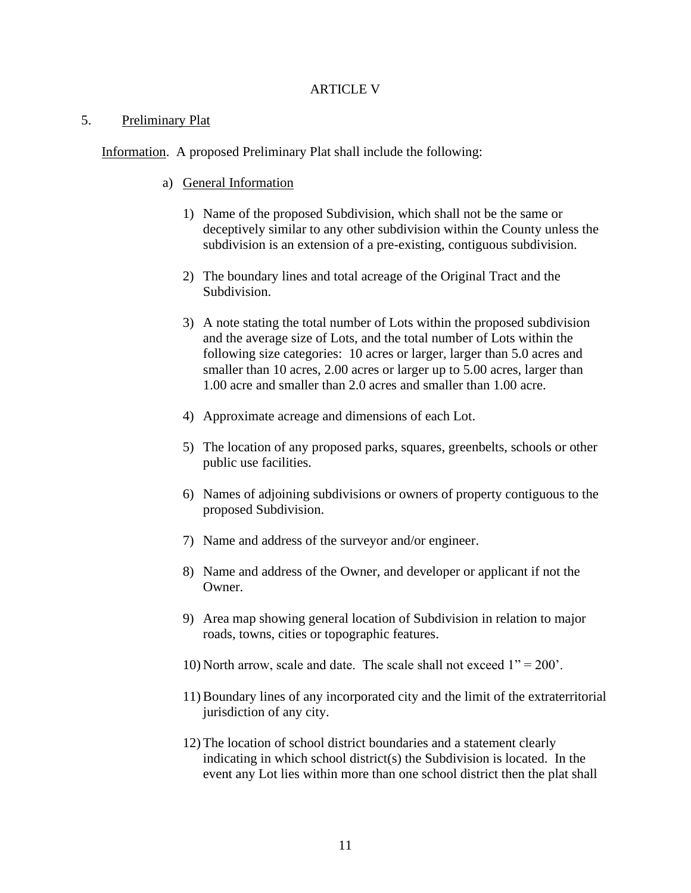# ARTICLE V

## 5. Preliminary Plat

Information. A proposed Preliminary Plat shall include the following:

a) General Information

1) Name of the proposed Subdivision, which shall not be the same or deceptively similar to any other subdivision within the County unless the subdivision is an extension of a pre-existing, contiguous subdivision.

2) The boundary lines and total acreage of the Original Tract and the Subdivision.

3) A note stating the total number of Lots within the proposed subdivision and the average size of Lots, and the total number of Lots within the following size categories: 10 acres or larger, larger than 5.0 acres and smaller than 10 acres, 2.00 acres or larger up to 5.00 acres, larger than 1.00 acre and smaller than 2.0 acres and smaller than 1.00 acre.

4) Approximate acreage and dimensions of each Lot.

5) The location of any proposed parks, squares, greenbelts, schools or other public use facilities.

6) Names of adjoining subdivisions or owners of property contiguous to the proposed Subdivision.

7) Name and address of the surveyor and/or engineer.

8) Name and address of the Owner, and developer or applicant if not the Owner.

9) Area map showing general location of Subdivision in relation to major roads, towns, cities or topographic features.

10) North arrow, scale and date. The scale shall not exceed 1" = 200'.

11) Boundary lines of any incorporated city and the limit of the extraterritorial jurisdiction of any city.

12) The location of school district boundaries and a statement clearly indicating in which school district(s) the Subdivision is located. In the event any Lot lies within more than one school district then the plat shall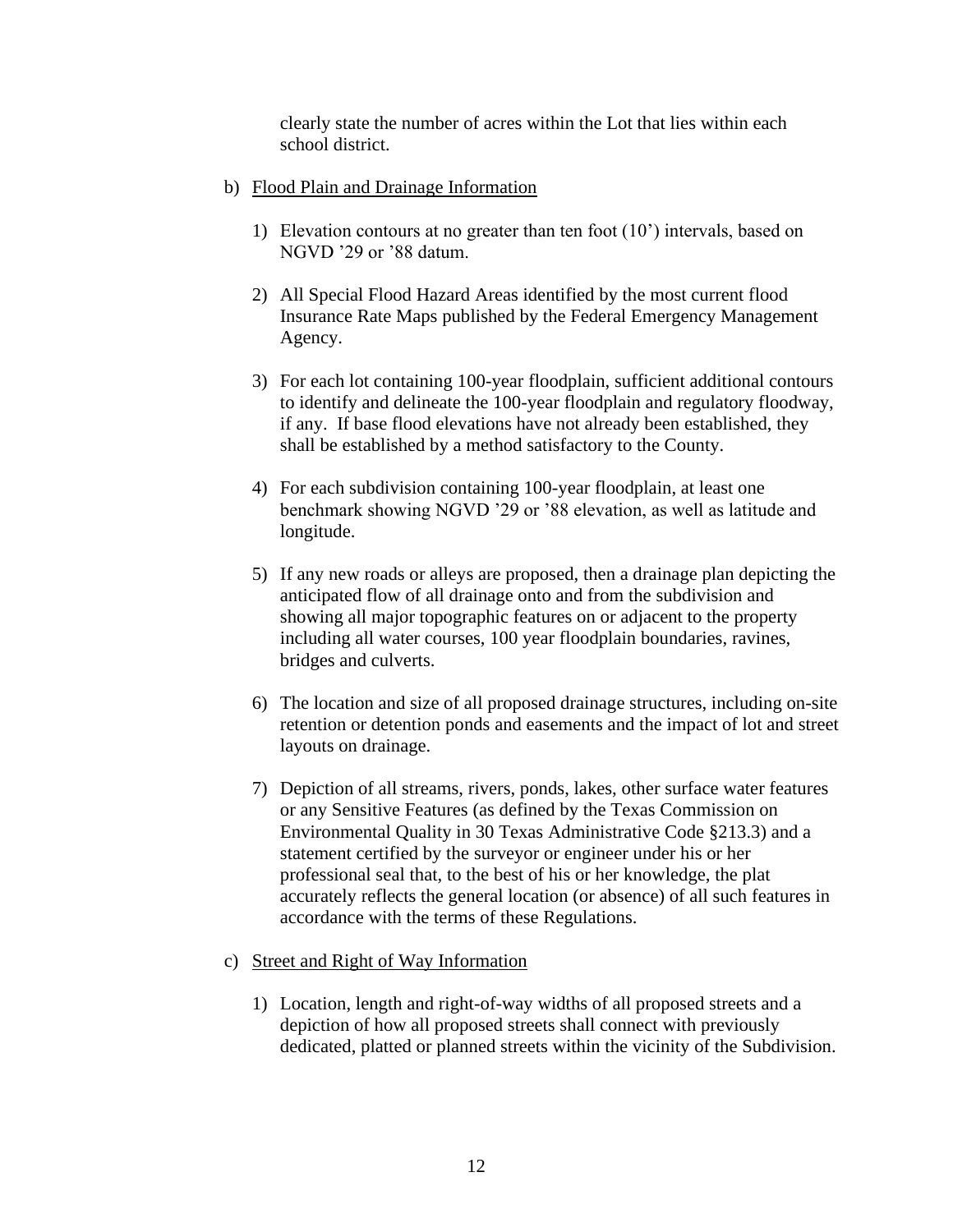clearly state the number of acres within the Lot that lies within each school district.

b) <u>Flood Plain and Drainage Information</u>

   1) Elevation contours at no greater than ten foot (10') intervals, based on NGVD '29 or '88 datum.

   2) All Special Flood Hazard Areas identified by the most current flood Insurance Rate Maps published by the Federal Emergency Management Agency.

   3) For each lot containing 100-year floodplain, sufficient additional contours to identify and delineate the 100-year floodplain and regulatory floodway, if any. If base flood elevations have not already been established, they shall be established by a method satisfactory to the County.

   4) For each subdivision containing 100-year floodplain, at least one benchmark showing NGVD '29 or '88 elevation, as well as latitude and longitude.

   5) If any new roads or alleys are proposed, then a drainage plan depicting the anticipated flow of all drainage onto and from the subdivision and showing all major topographic features on or adjacent to the property including all water courses, 100 year floodplain boundaries, ravines, bridges and culverts.

   6) The location and size of all proposed drainage structures, including on-site retention or detention ponds and easements and the impact of lot and street layouts on drainage.

   7) Depiction of all streams, rivers, ponds, lakes, other surface water features or any Sensitive Features (as defined by the Texas Commission on Environmental Quality in 30 Texas Administrative Code §213.3) and a statement certified by the surveyor or engineer under his or her professional seal that, to the best of his or her knowledge, the plat accurately reflects the general location (or absence) of all such features in accordance with the terms of these Regulations.

c) <u>Street and Right of Way Information</u>

   1) Location, length and right-of-way widths of all proposed streets and a depiction of how all proposed streets shall connect with previously dedicated, platted or planned streets within the vicinity of the Subdivision.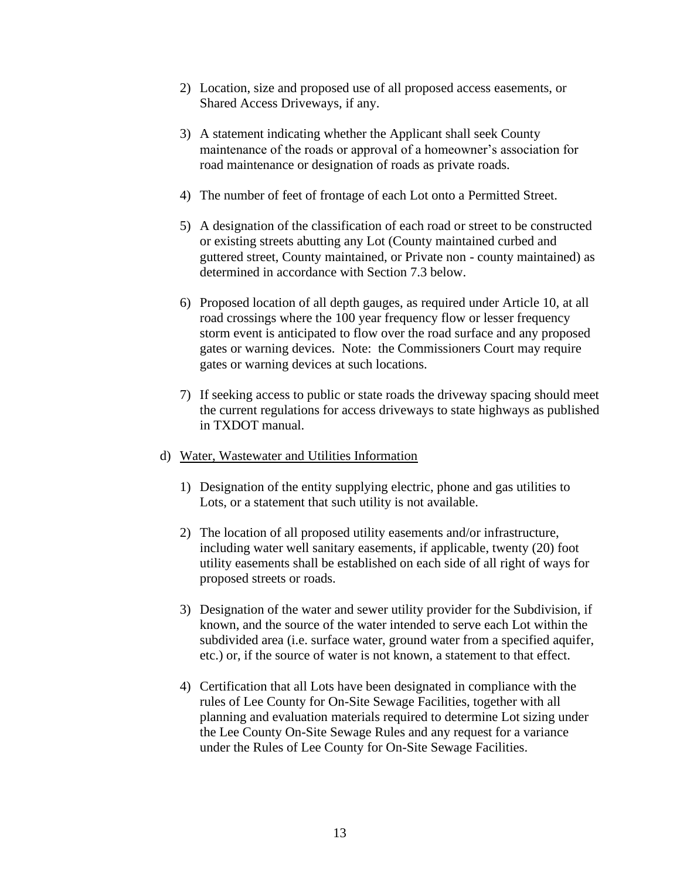2) Location, size and proposed use of all proposed access easements, or Shared Access Driveways, if any.

3) A statement indicating whether the Applicant shall seek County maintenance of the roads or approval of a homeowner's association for road maintenance or designation of roads as private roads.

4) The number of feet of frontage of each Lot onto a Permitted Street.

5) A designation of the classification of each road or street to be constructed or existing streets abutting any Lot (County maintained curbed and guttered street, County maintained, or Private non - county maintained) as determined in accordance with Section 7.3 below.

6) Proposed location of all depth gauges, as required under Article 10, at all road crossings where the 100 year frequency flow or lesser frequency storm event is anticipated to flow over the road surface and any proposed gates or warning devices. Note: the Commissioners Court may require gates or warning devices at such locations.

7) If seeking access to public or state roads the driveway spacing should meet the current regulations for access driveways to state highways as published in TXDOT manual.

d) <u>Water, Wastewater and Utilities Information</u>

1) Designation of the entity supplying electric, phone and gas utilities to Lots, or a statement that such utility is not available.

2) The location of all proposed utility easements and/or infrastructure, including water well sanitary easements, if applicable, twenty (20) foot utility easements shall be established on each side of all right of ways for proposed streets or roads.

3) Designation of the water and sewer utility provider for the Subdivision, if known, and the source of the water intended to serve each Lot within the subdivided area (i.e. surface water, ground water from a specified aquifer, etc.) or, if the source of water is not known, a statement to that effect.

4) Certification that all Lots have been designated in compliance with the rules of Lee County for On-Site Sewage Facilities, together with all planning and evaluation materials required to determine Lot sizing under the Lee County On-Site Sewage Rules and any request for a variance under the Rules of Lee County for On-Site Sewage Facilities.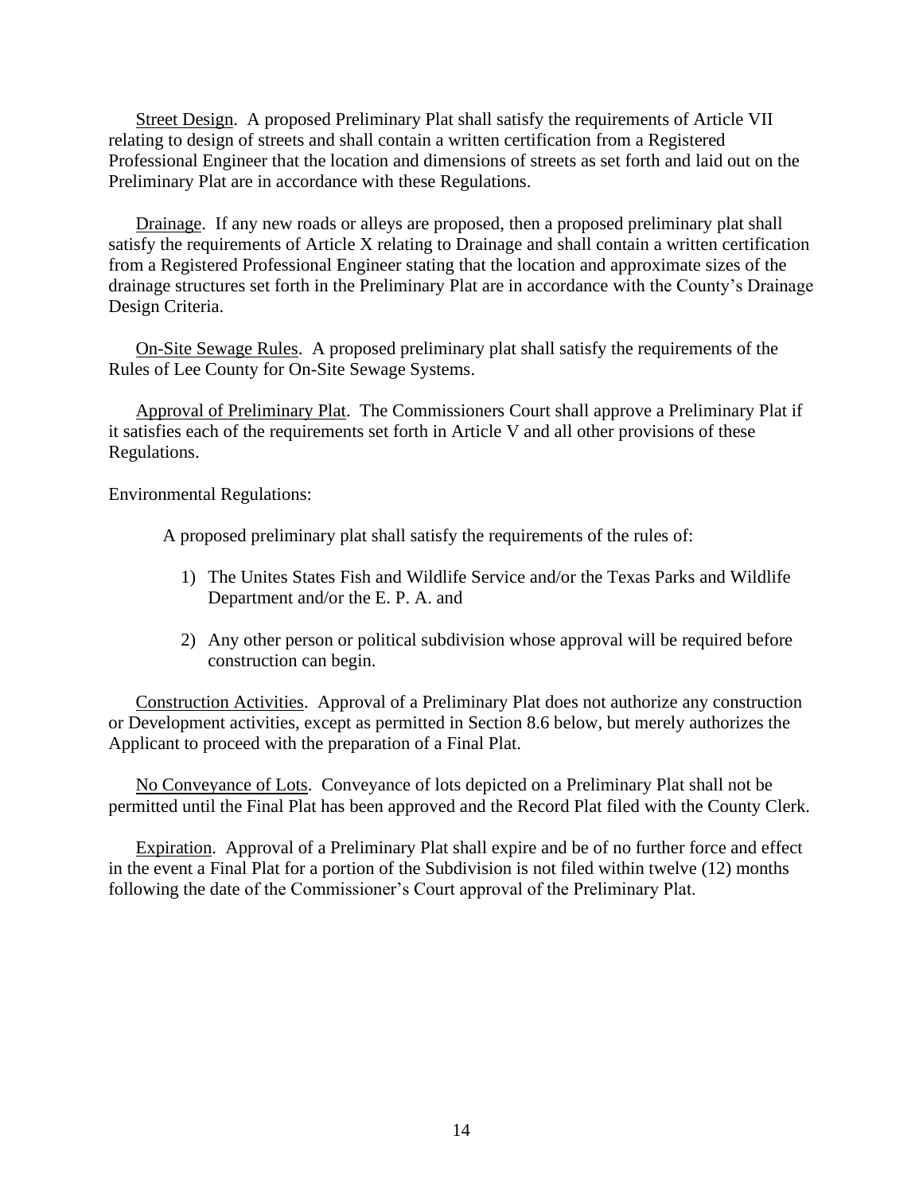<u>Street Design</u>. A proposed Preliminary Plat shall satisfy the requirements of Article VII relating to design of streets and shall contain a written certification from a Registered Professional Engineer that the location and dimensions of streets as set forth and laid out on the Preliminary Plat are in accordance with these Regulations.

<u>Drainage</u>. If any new roads or alleys are proposed, then a proposed preliminary plat shall satisfy the requirements of Article X relating to Drainage and shall contain a written certification from a Registered Professional Engineer stating that the location and approximate sizes of the drainage structures set forth in the Preliminary Plat are in accordance with the County's Drainage Design Criteria.

<u>On-Site Sewage Rules</u>. A proposed preliminary plat shall satisfy the requirements of the Rules of Lee County for On-Site Sewage Systems.

<u>Approval of Preliminary Plat</u>. The Commissioners Court shall approve a Preliminary Plat if it satisfies each of the requirements set forth in Article V and all other provisions of these Regulations.

Environmental Regulations:

A proposed preliminary plat shall satisfy the requirements of the rules of:

1) The Unites States Fish and Wildlife Service and/or the Texas Parks and Wildlife Department and/or the E. P. A. and

2) Any other person or political subdivision whose approval will be required before construction can begin.

<u>Construction Activities</u>. Approval of a Preliminary Plat does not authorize any construction or Development activities, except as permitted in Section 8.6 below, but merely authorizes the Applicant to proceed with the preparation of a Final Plat.

<u>No Conveyance of Lots</u>. Conveyance of lots depicted on a Preliminary Plat shall not be permitted until the Final Plat has been approved and the Record Plat filed with the County Clerk.

<u>Expiration</u>. Approval of a Preliminary Plat shall expire and be of no further force and effect in the event a Final Plat for a portion of the Subdivision is not filed within twelve (12) months following the date of the Commissioner's Court approval of the Preliminary Plat.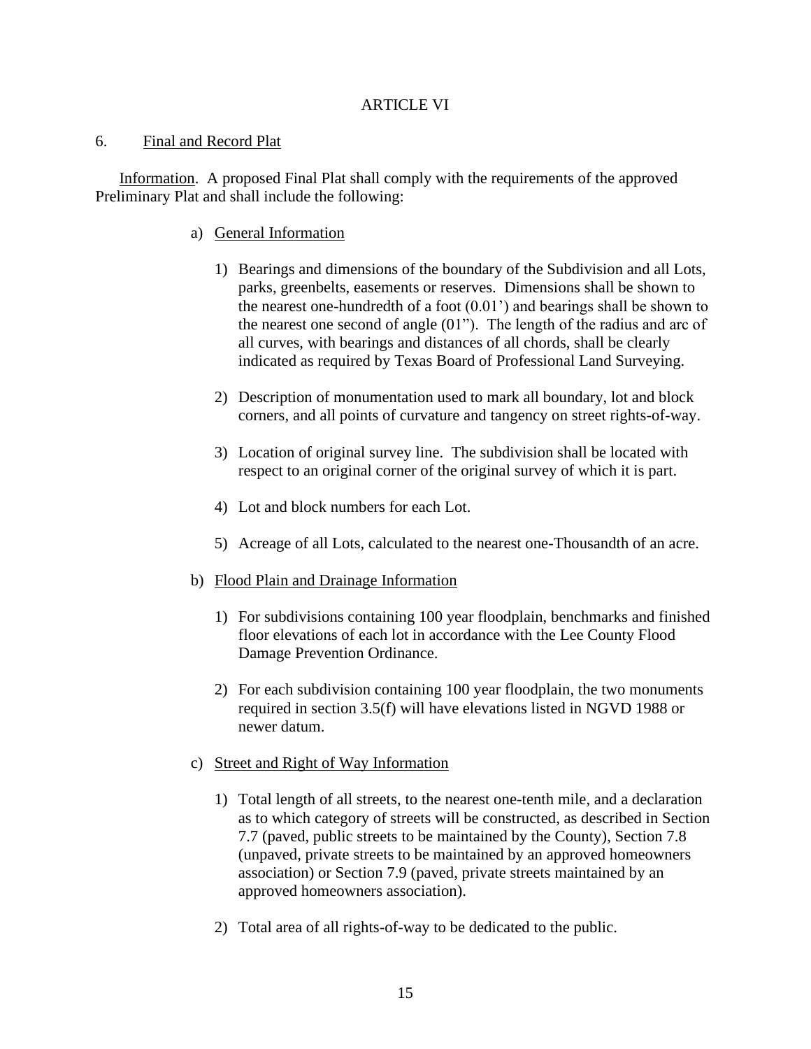## ARTICLE VI

6. Final and Record Plat

Information. A proposed Final Plat shall comply with the requirements of the approved Preliminary Plat and shall include the following:

a) General Information

1) Bearings and dimensions of the boundary of the Subdivision and all Lots, parks, greenbelts, easements or reserves. Dimensions shall be shown to the nearest one-hundredth of a foot (0.01') and bearings shall be shown to the nearest one second of angle (01"). The length of the radius and arc of all curves, with bearings and distances of all chords, shall be clearly indicated as required by Texas Board of Professional Land Surveying.

2) Description of monumentation used to mark all boundary, lot and block corners, and all points of curvature and tangency on street rights-of-way.

3) Location of original survey line. The subdivision shall be located with respect to an original corner of the original survey of which it is part.

4) Lot and block numbers for each Lot.

5) Acreage of all Lots, calculated to the nearest one-Thousandth of an acre.

b) Flood Plain and Drainage Information

1) For subdivisions containing 100 year floodplain, benchmarks and finished floor elevations of each lot in accordance with the Lee County Flood Damage Prevention Ordinance.

2) For each subdivision containing 100 year floodplain, the two monuments required in section 3.5(f) will have elevations listed in NGVD 1988 or newer datum.

c) Street and Right of Way Information

1) Total length of all streets, to the nearest one-tenth mile, and a declaration as to which category of streets will be constructed, as described in Section 7.7 (paved, public streets to be maintained by the County), Section 7.8 (unpaved, private streets to be maintained by an approved homeowners association) or Section 7.9 (paved, private streets maintained by an approved homeowners association).

2) Total area of all rights-of-way to be dedicated to the public.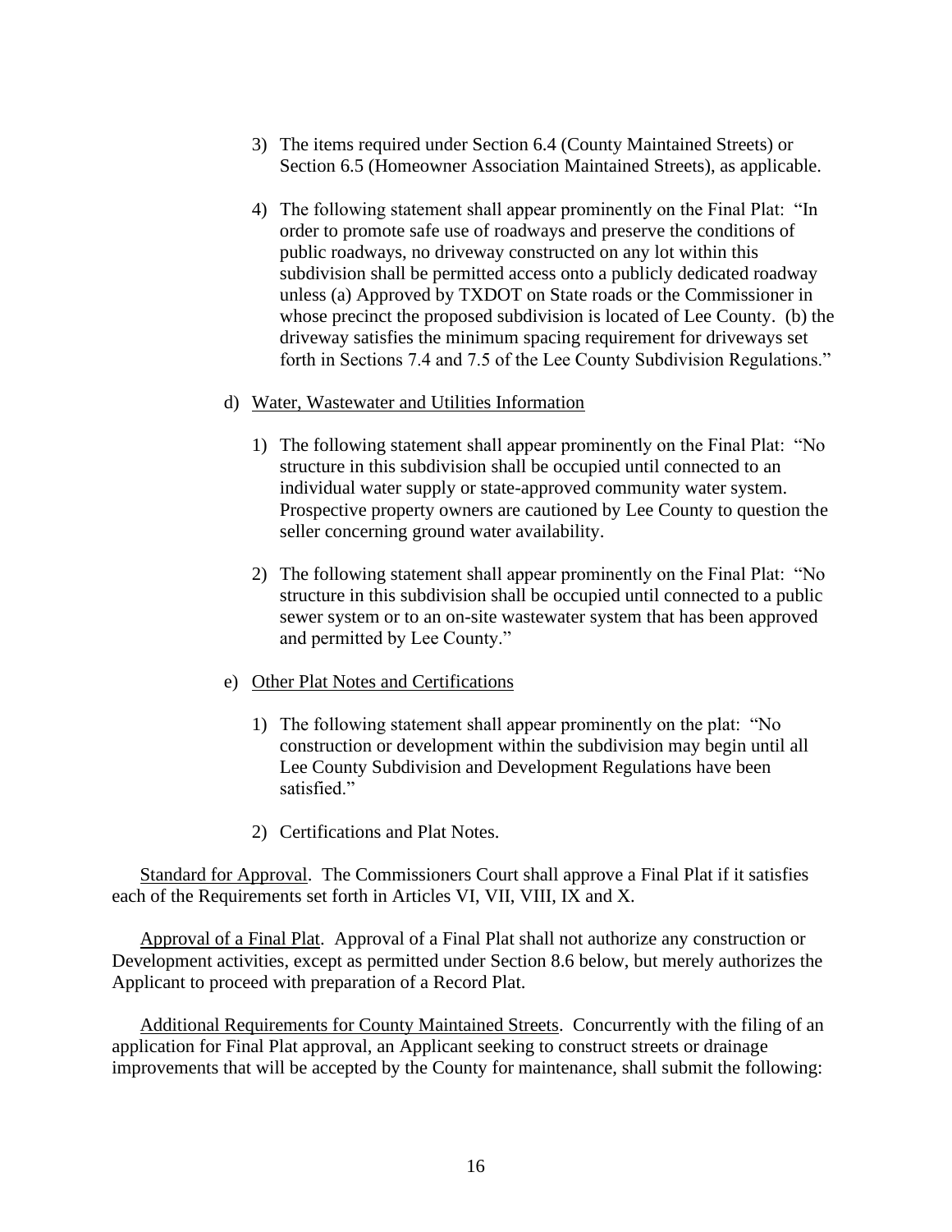3) The items required under Section 6.4 (County Maintained Streets) or Section 6.5 (Homeowner Association Maintained Streets), as applicable.

4) The following statement shall appear prominently on the Final Plat: "In order to promote safe use of roadways and preserve the conditions of public roadways, no driveway constructed on any lot within this subdivision shall be permitted access onto a publicly dedicated roadway unless (a) Approved by TXDOT on State roads or the Commissioner in whose precinct the proposed subdivision is located of Lee County. (b) the driveway satisfies the minimum spacing requirement for driveways set forth in Sections 7.4 and 7.5 of the Lee County Subdivision Regulations."

d) <u>Water, Wastewater and Utilities Information</u>

1) The following statement shall appear prominently on the Final Plat: "No structure in this subdivision shall be occupied until connected to an individual water supply or state-approved community water system. Prospective property owners are cautioned by Lee County to question the seller concerning ground water availability.

2) The following statement shall appear prominently on the Final Plat: "No structure in this subdivision shall be occupied until connected to a public sewer system or to an on-site wastewater system that has been approved and permitted by Lee County."

e) <u>Other Plat Notes and Certifications</u>

1) The following statement shall appear prominently on the plat: "No construction or development within the subdivision may begin until all Lee County Subdivision and Development Regulations have been satisfied."

2) Certifications and Plat Notes.

<u>Standard for Approval</u>. The Commissioners Court shall approve a Final Plat if it satisfies each of the Requirements set forth in Articles VI, VII, VIII, IX and X.

<u>Approval of a Final Plat</u>. Approval of a Final Plat shall not authorize any construction or Development activities, except as permitted under Section 8.6 below, but merely authorizes the Applicant to proceed with preparation of a Record Plat.

<u>Additional Requirements for County Maintained Streets</u>. Concurrently with the filing of an application for Final Plat approval, an Applicant seeking to construct streets or drainage improvements that will be accepted by the County for maintenance, shall submit the following: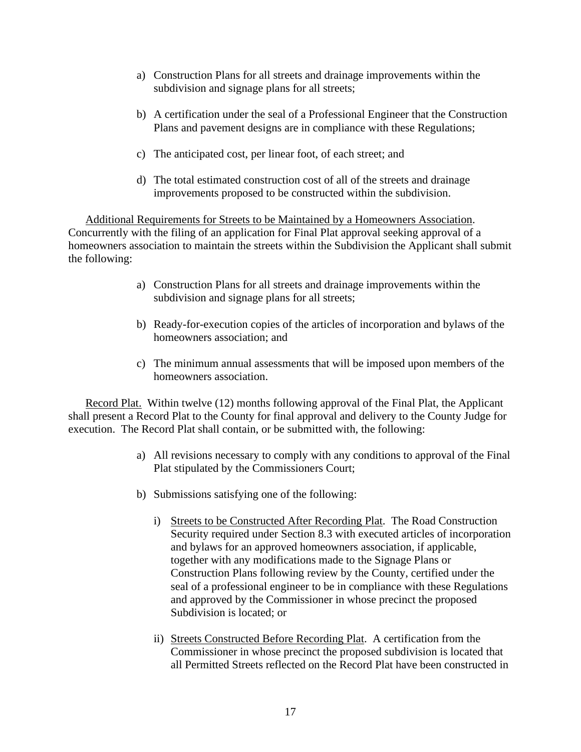a) Construction Plans for all streets and drainage improvements within the subdivision and signage plans for all streets;

b) A certification under the seal of a Professional Engineer that the Construction Plans and pavement designs are in compliance with these Regulations;

c) The anticipated cost, per linear foot, of each street; and

d) The total estimated construction cost of all of the streets and drainage improvements proposed to be constructed within the subdivision.

<u>Additional Requirements for Streets to be Maintained by a Homeowners Association</u>. Concurrently with the filing of an application for Final Plat approval seeking approval of a homeowners association to maintain the streets within the Subdivision the Applicant shall submit the following:

a) Construction Plans for all streets and drainage improvements within the subdivision and signage plans for all streets;

b) Ready-for-execution copies of the articles of incorporation and bylaws of the homeowners association; and

c) The minimum annual assessments that will be imposed upon members of the homeowners association.

<u>Record Plat.</u> Within twelve (12) months following approval of the Final Plat, the Applicant shall present a Record Plat to the County for final approval and delivery to the County Judge for execution. The Record Plat shall contain, or be submitted with, the following:

a) All revisions necessary to comply with any conditions to approval of the Final Plat stipulated by the Commissioners Court;

b) Submissions satisfying one of the following:

   i) <u>Streets to be Constructed After Recording Plat</u>. The Road Construction Security required under Section 8.3 with executed articles of incorporation and bylaws for an approved homeowners association, if applicable, together with any modifications made to the Signage Plans or Construction Plans following review by the County, certified under the seal of a professional engineer to be in compliance with these Regulations and approved by the Commissioner in whose precinct the proposed Subdivision is located; or

   ii) <u>Streets Constructed Before Recording Plat</u>. A certification from the Commissioner in whose precinct the proposed subdivision is located that all Permitted Streets reflected on the Record Plat have been constructed in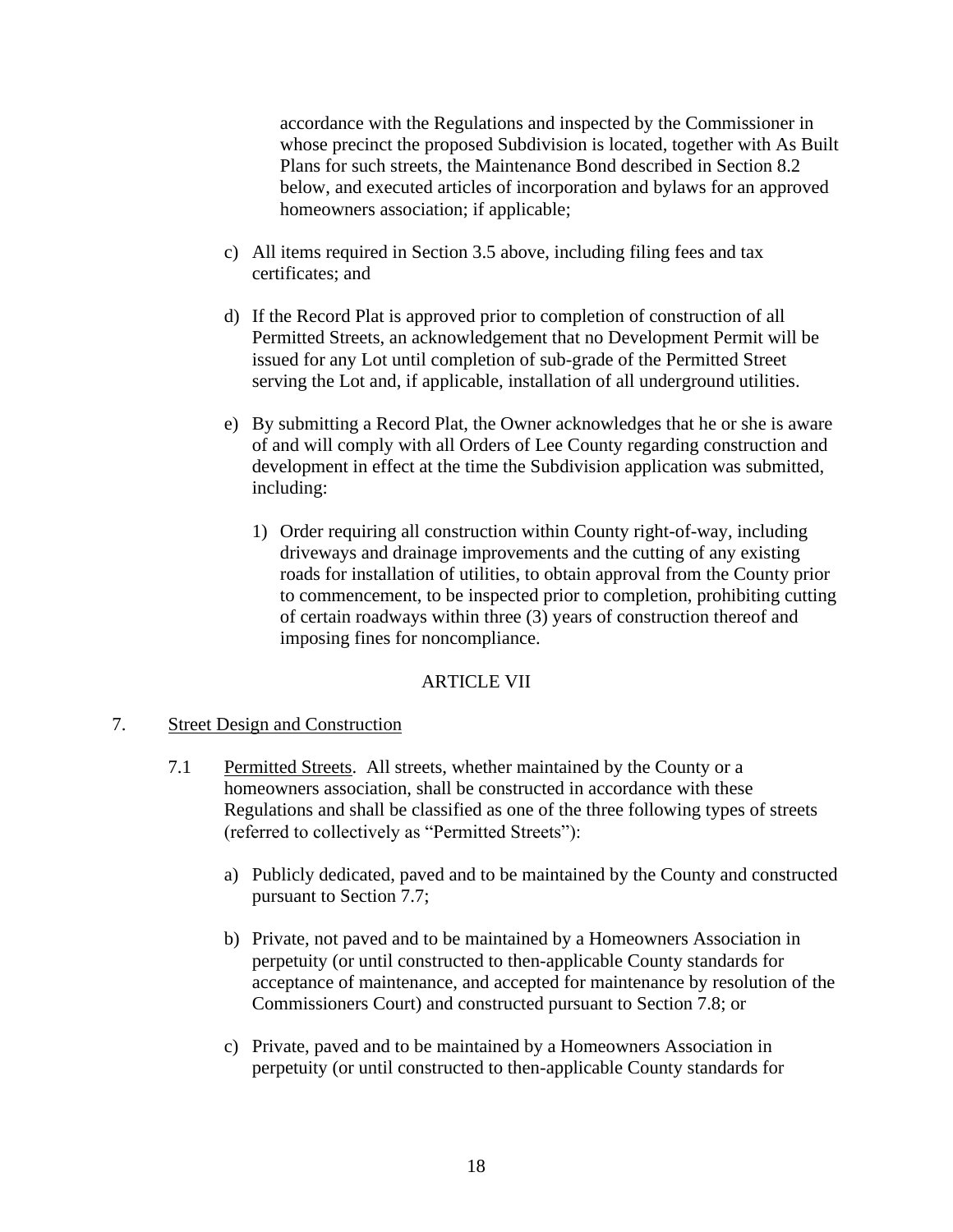accordance with the Regulations and inspected by the Commissioner in whose precinct the proposed Subdivision is located, together with As Built Plans for such streets, the Maintenance Bond described in Section 8.2 below, and executed articles of incorporation and bylaws for an approved homeowners association; if applicable;

c) All items required in Section 3.5 above, including filing fees and tax certificates; and

d) If the Record Plat is approved prior to completion of construction of all Permitted Streets, an acknowledgement that no Development Permit will be issued for any Lot until completion of sub-grade of the Permitted Street serving the Lot and, if applicable, installation of all underground utilities.

e) By submitting a Record Plat, the Owner acknowledges that he or she is aware of and will comply with all Orders of Lee County regarding construction and development in effect at the time the Subdivision application was submitted, including:

   1) Order requiring all construction within County right-of-way, including driveways and drainage improvements and the cutting of any existing roads for installation of utilities, to obtain approval from the County prior to commencement, to be inspected prior to completion, prohibiting cutting of certain roadways within three (3) years of construction thereof and imposing fines for noncompliance.

## ARTICLE VII

7. <u>Street Design and Construction</u>

7.1 <u>Permitted Streets</u>. All streets, whether maintained by the County or a homeowners association, shall be constructed in accordance with these Regulations and shall be classified as one of the three following types of streets (referred to collectively as "Permitted Streets"):

a) Publicly dedicated, paved and to be maintained by the County and constructed pursuant to Section 7.7;

b) Private, not paved and to be maintained by a Homeowners Association in perpetuity (or until constructed to then-applicable County standards for acceptance of maintenance, and accepted for maintenance by resolution of the Commissioners Court) and constructed pursuant to Section 7.8; or

c) Private, paved and to be maintained by a Homeowners Association in perpetuity (or until constructed to then-applicable County standards for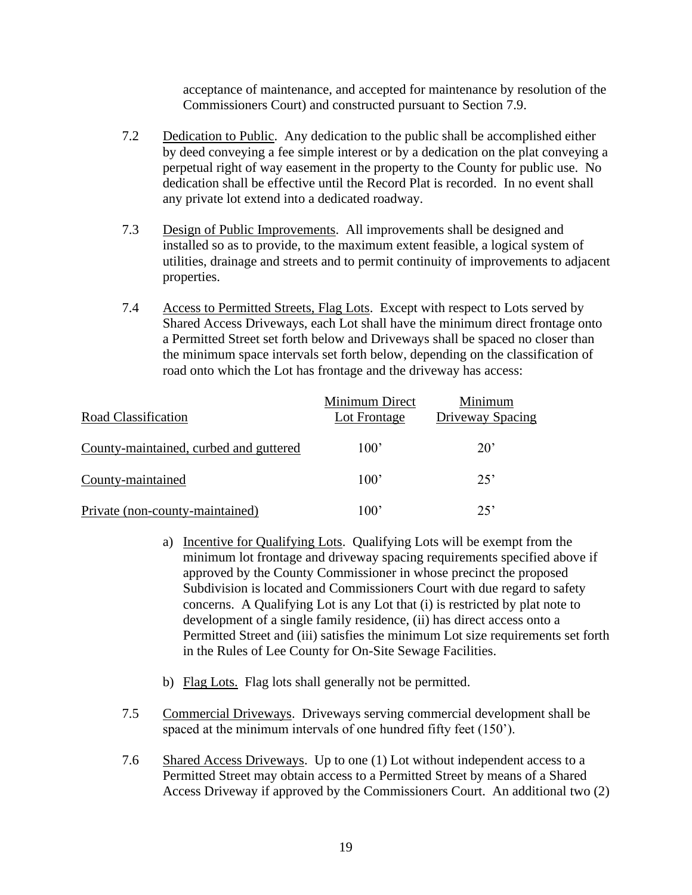acceptance of maintenance, and accepted for maintenance by resolution of the Commissioners Court) and constructed pursuant to Section 7.9.

7.2 Dedication to Public. Any dedication to the public shall be accomplished either by deed conveying a fee simple interest or by a dedication on the plat conveying a perpetual right of way easement in the property to the County for public use. No dedication shall be effective until the Record Plat is recorded. In no event shall any private lot extend into a dedicated roadway.

7.3 Design of Public Improvements. All improvements shall be designed and installed so as to provide, to the maximum extent feasible, a logical system of utilities, drainage and streets and to permit continuity of improvements to adjacent properties.

7.4 Access to Permitted Streets, Flag Lots. Except with respect to Lots served by Shared Access Driveways, each Lot shall have the minimum direct frontage onto a Permitted Street set forth below and Driveways shall be spaced no closer than the minimum space intervals set forth below, depending on the classification of road onto which the Lot has frontage and the driveway has access:

| Road Classification | Minimum Direct Lot Frontage | Minimum Driveway Spacing |
|---|---|---|
| County-maintained, curbed and guttered | 100' | 20' |
| County-maintained | 100' | 25' |
| Private (non-county-maintained) | 100' | 25' |

a) Incentive for Qualifying Lots. Qualifying Lots will be exempt from the minimum lot frontage and driveway spacing requirements specified above if approved by the County Commissioner in whose precinct the proposed Subdivision is located and Commissioners Court with due regard to safety concerns. A Qualifying Lot is any Lot that (i) is restricted by plat note to development of a single family residence, (ii) has direct access onto a Permitted Street and (iii) satisfies the minimum Lot size requirements set forth in the Rules of Lee County for On-Site Sewage Facilities.

b) Flag Lots. Flag lots shall generally not be permitted.

7.5 Commercial Driveways. Driveways serving commercial development shall be spaced at the minimum intervals of one hundred fifty feet (150').

7.6 Shared Access Driveways. Up to one (1) Lot without independent access to a Permitted Street may obtain access to a Permitted Street by means of a Shared Access Driveway if approved by the Commissioners Court. An additional two (2)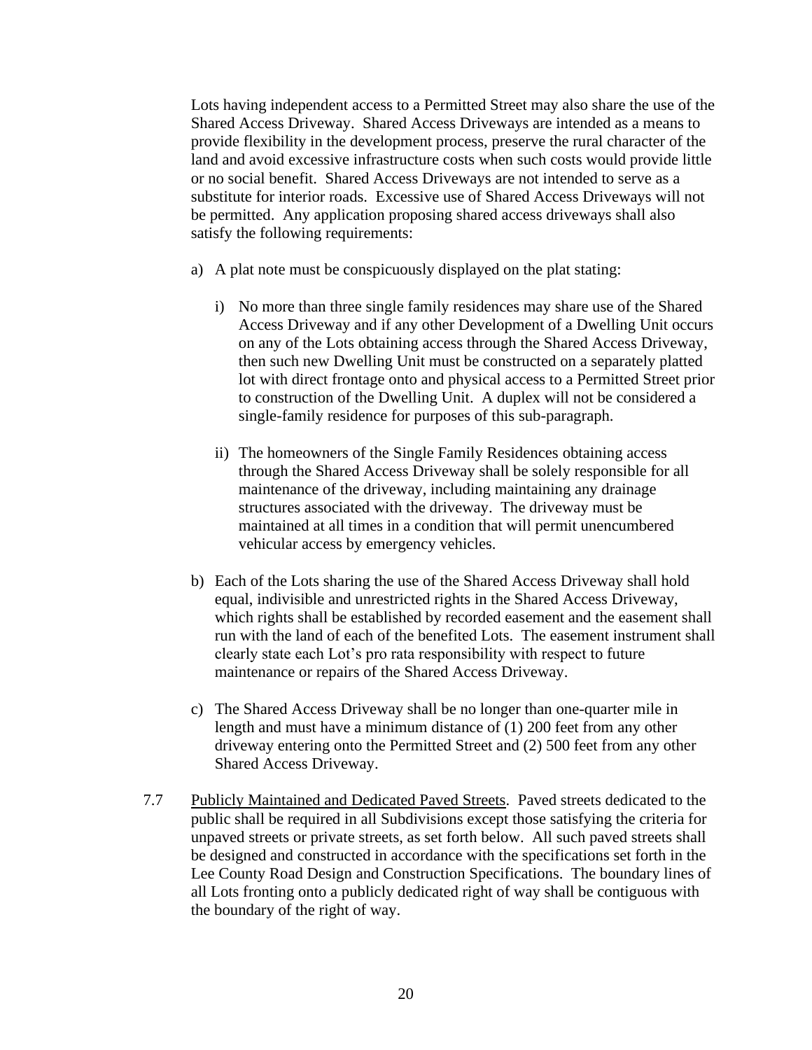Lots having independent access to a Permitted Street may also share the use of the Shared Access Driveway. Shared Access Driveways are intended as a means to provide flexibility in the development process, preserve the rural character of the land and avoid excessive infrastructure costs when such costs would provide little or no social benefit. Shared Access Driveways are not intended to serve as a substitute for interior roads. Excessive use of Shared Access Driveways will not be permitted. Any application proposing shared access driveways shall also satisfy the following requirements:

a) A plat note must be conspicuously displayed on the plat stating:

   i) No more than three single family residences may share use of the Shared Access Driveway and if any other Development of a Dwelling Unit occurs on any of the Lots obtaining access through the Shared Access Driveway, then such new Dwelling Unit must be constructed on a separately platted lot with direct frontage onto and physical access to a Permitted Street prior to construction of the Dwelling Unit. A duplex will not be considered a single-family residence for purposes of this sub-paragraph.

   ii) The homeowners of the Single Family Residences obtaining access through the Shared Access Driveway shall be solely responsible for all maintenance of the driveway, including maintaining any drainage structures associated with the driveway. The driveway must be maintained at all times in a condition that will permit unencumbered vehicular access by emergency vehicles.

b) Each of the Lots sharing the use of the Shared Access Driveway shall hold equal, indivisible and unrestricted rights in the Shared Access Driveway, which rights shall be established by recorded easement and the easement shall run with the land of each of the benefited Lots. The easement instrument shall clearly state each Lot's pro rata responsibility with respect to future maintenance or repairs of the Shared Access Driveway.

c) The Shared Access Driveway shall be no longer than one-quarter mile in length and must have a minimum distance of (1) 200 feet from any other driveway entering onto the Permitted Street and (2) 500 feet from any other Shared Access Driveway.

7.7 Publicly Maintained and Dedicated Paved Streets. Paved streets dedicated to the public shall be required in all Subdivisions except those satisfying the criteria for unpaved streets or private streets, as set forth below. All such paved streets shall be designed and constructed in accordance with the specifications set forth in the Lee County Road Design and Construction Specifications. The boundary lines of all Lots fronting onto a publicly dedicated right of way shall be contiguous with the boundary of the right of way.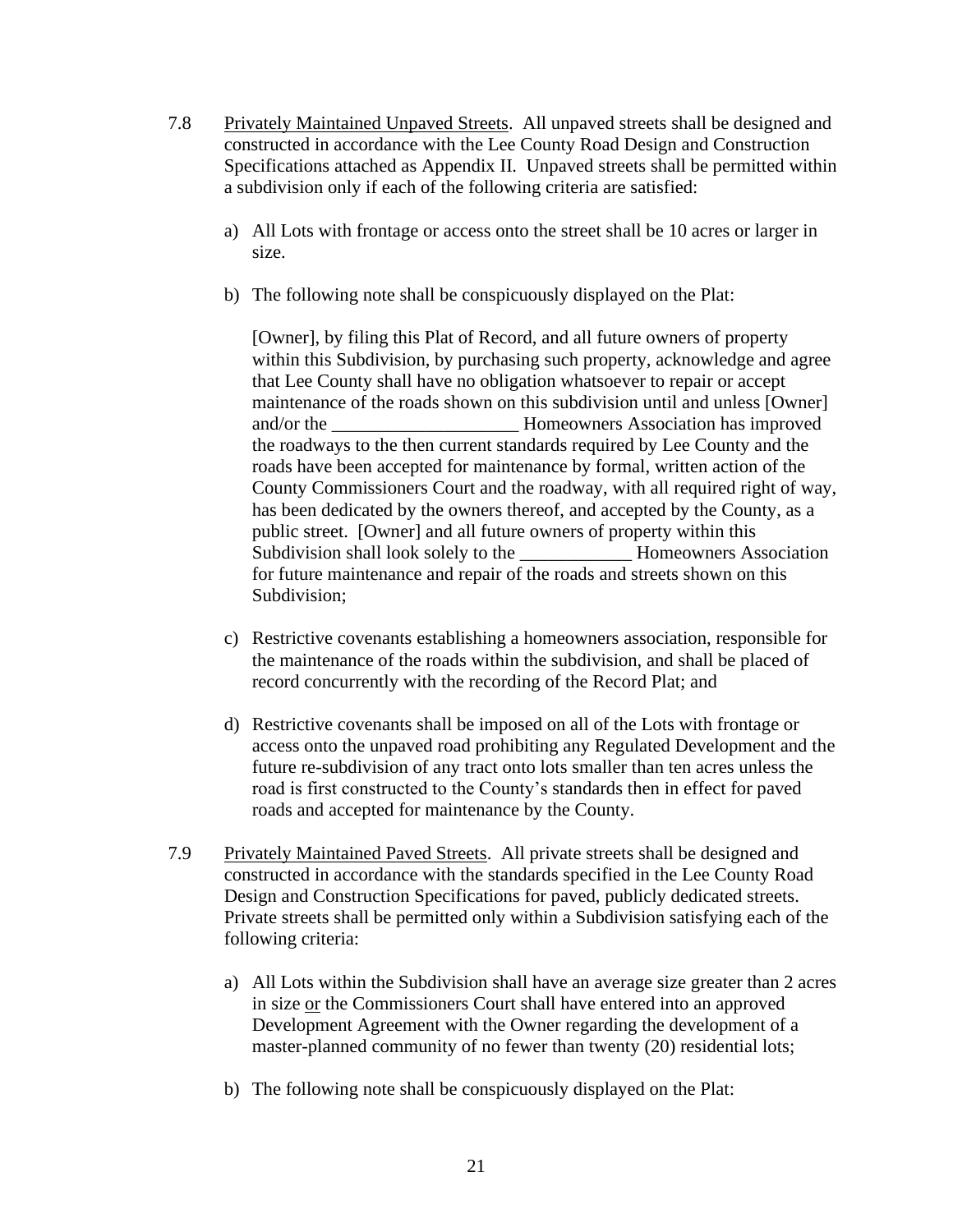7.8 Privately Maintained Unpaved Streets. All unpaved streets shall be designed and constructed in accordance with the Lee County Road Design and Construction Specifications attached as Appendix II. Unpaved streets shall be permitted within a subdivision only if each of the following criteria are satisfied:

a) All Lots with frontage or access onto the street shall be 10 acres or larger in size.

b) The following note shall be conspicuously displayed on the Plat:

   [Owner], by filing this Plat of Record, and all future owners of property within this Subdivision, by purchasing such property, acknowledge and agree that Lee County shall have no obligation whatsoever to repair or accept maintenance of the roads shown on this subdivision until and unless [Owner] and/or the ____________________ Homeowners Association has improved the roadways to the then current standards required by Lee County and the roads have been accepted for maintenance by formal, written action of the County Commissioners Court and the roadway, with all required right of way, has been dedicated by the owners thereof, and accepted by the County, as a public street. [Owner] and all future owners of property within this Subdivision shall look solely to the ____________ Homeowners Association for future maintenance and repair of the roads and streets shown on this Subdivision;

c) Restrictive covenants establishing a homeowners association, responsible for the maintenance of the roads within the subdivision, and shall be placed of record concurrently with the recording of the Record Plat; and

d) Restrictive covenants shall be imposed on all of the Lots with frontage or access onto the unpaved road prohibiting any Regulated Development and the future re-subdivision of any tract onto lots smaller than ten acres unless the road is first constructed to the County's standards then in effect for paved roads and accepted for maintenance by the County.

7.9 Privately Maintained Paved Streets. All private streets shall be designed and constructed in accordance with the standards specified in the Lee County Road Design and Construction Specifications for paved, publicly dedicated streets. Private streets shall be permitted only within a Subdivision satisfying each of the following criteria:

a) All Lots within the Subdivision shall have an average size greater than 2 acres in size or the Commissioners Court shall have entered into an approved Development Agreement with the Owner regarding the development of a master-planned community of no fewer than twenty (20) residential lots;

b) The following note shall be conspicuously displayed on the Plat: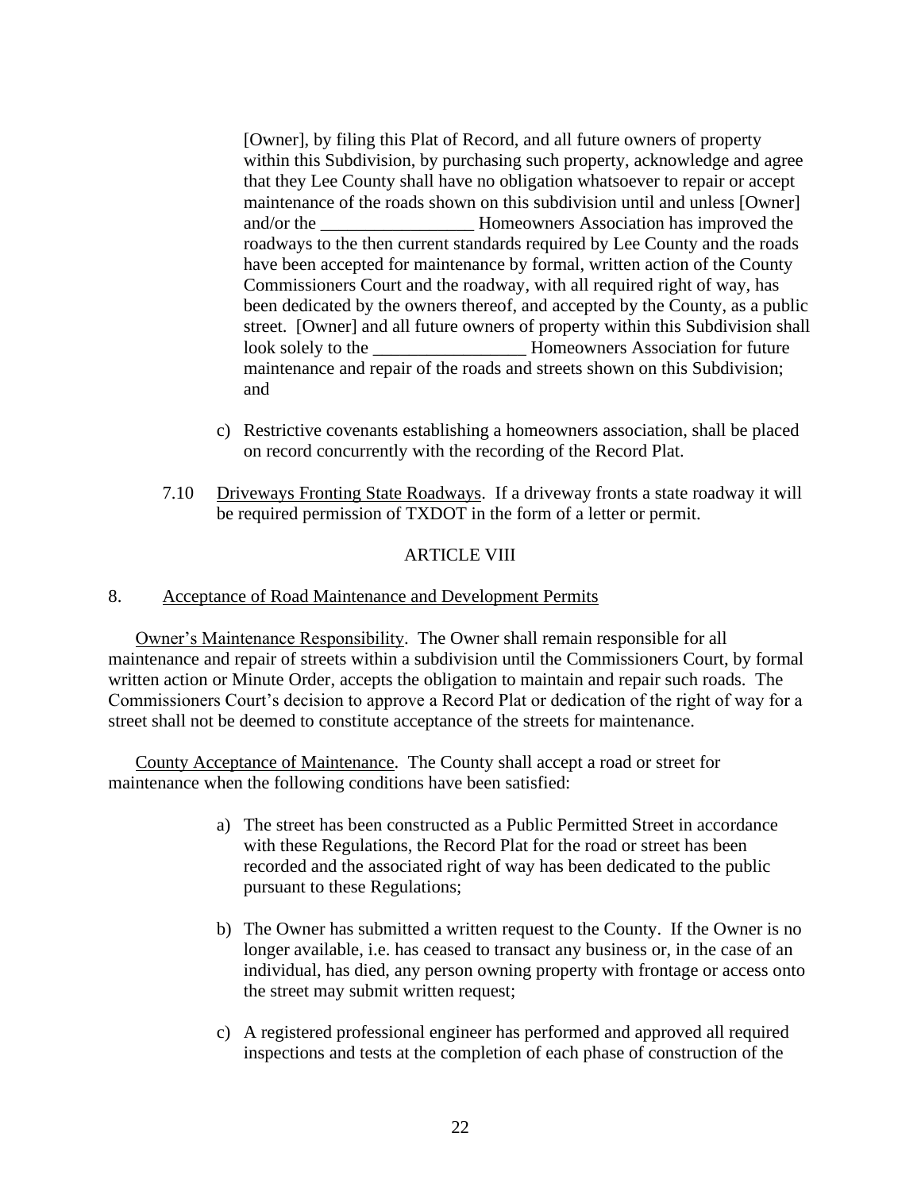[Owner], by filing this Plat of Record, and all future owners of property within this Subdivision, by purchasing such property, acknowledge and agree that they Lee County shall have no obligation whatsoever to repair or accept maintenance of the roads shown on this subdivision until and unless [Owner] and/or the _________________ Homeowners Association has improved the roadways to the then current standards required by Lee County and the roads have been accepted for maintenance by formal, written action of the County Commissioners Court and the roadway, with all required right of way, has been dedicated by the owners thereof, and accepted by the County, as a public street. [Owner] and all future owners of property within this Subdivision shall look solely to the _________________ Homeowners Association for future maintenance and repair of the roads and streets shown on this Subdivision; and

c) Restrictive covenants establishing a homeowners association, shall be placed on record concurrently with the recording of the Record Plat.

7.10 Driveways Fronting State Roadways. If a driveway fronts a state roadway it will be required permission of TXDOT in the form of a letter or permit.

## ARTICLE VIII

## 8. Acceptance of Road Maintenance and Development Permits

Owner's Maintenance Responsibility. The Owner shall remain responsible for all maintenance and repair of streets within a subdivision until the Commissioners Court, by formal written action or Minute Order, accepts the obligation to maintain and repair such roads. The Commissioners Court's decision to approve a Record Plat or dedication of the right of way for a street shall not be deemed to constitute acceptance of the streets for maintenance.

County Acceptance of Maintenance. The County shall accept a road or street for maintenance when the following conditions have been satisfied:

a) The street has been constructed as a Public Permitted Street in accordance with these Regulations, the Record Plat for the road or street has been recorded and the associated right of way has been dedicated to the public pursuant to these Regulations;

b) The Owner has submitted a written request to the County. If the Owner is no longer available, i.e. has ceased to transact any business or, in the case of an individual, has died, any person owning property with frontage or access onto the street may submit written request;

c) A registered professional engineer has performed and approved all required inspections and tests at the completion of each phase of construction of the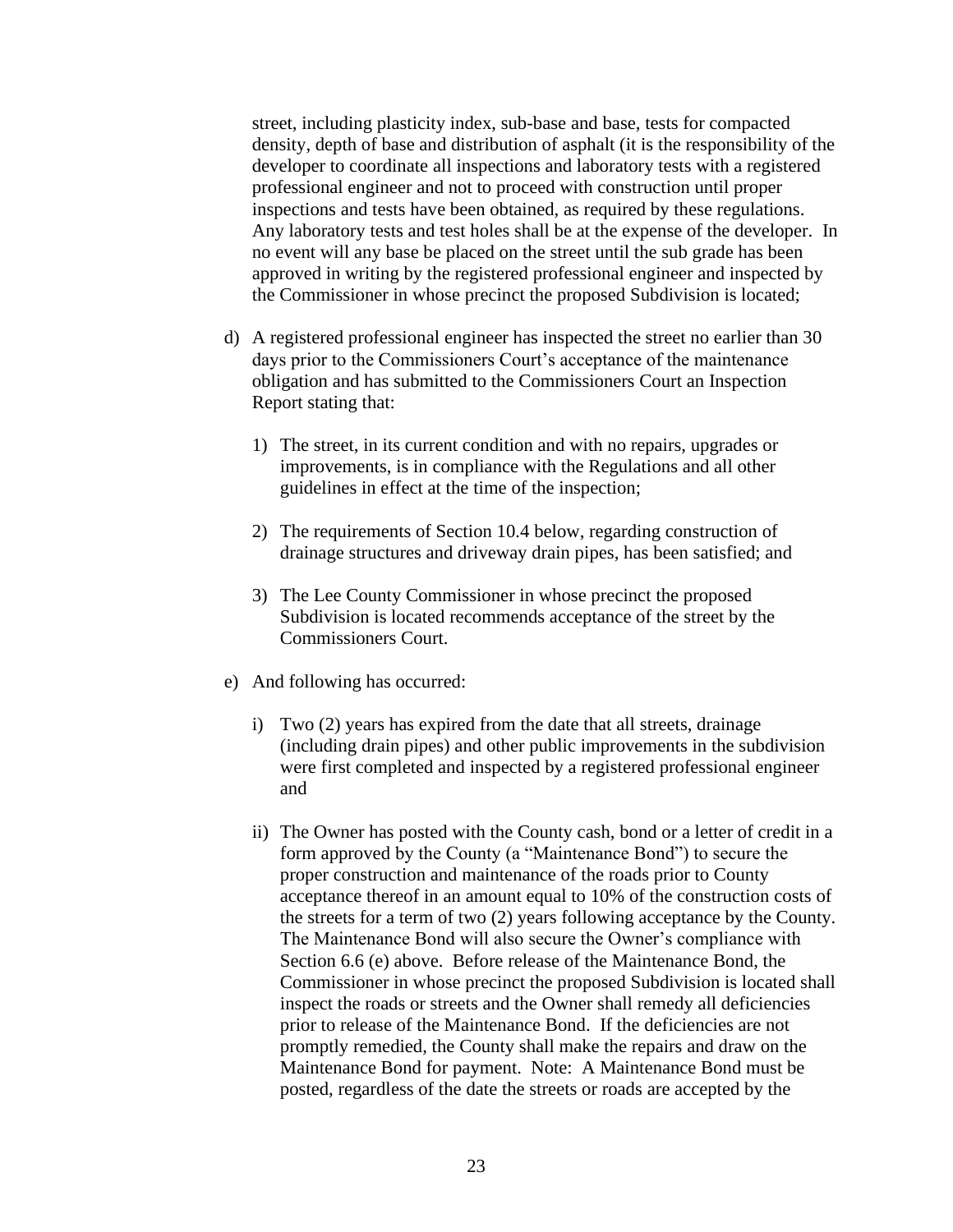street, including plasticity index, sub-base and base, tests for compacted density, depth of base and distribution of asphalt (it is the responsibility of the developer to coordinate all inspections and laboratory tests with a registered professional engineer and not to proceed with construction until proper inspections and tests have been obtained, as required by these regulations. Any laboratory tests and test holes shall be at the expense of the developer. In no event will any base be placed on the street until the sub grade has been approved in writing by the registered professional engineer and inspected by the Commissioner in whose precinct the proposed Subdivision is located;

d) A registered professional engineer has inspected the street no earlier than 30 days prior to the Commissioners Court's acceptance of the maintenance obligation and has submitted to the Commissioners Court an Inspection Report stating that:

   1) The street, in its current condition and with no repairs, upgrades or improvements, is in compliance with the Regulations and all other guidelines in effect at the time of the inspection;

   2) The requirements of Section 10.4 below, regarding construction of drainage structures and driveway drain pipes, has been satisfied; and

   3) The Lee County Commissioner in whose precinct the proposed Subdivision is located recommends acceptance of the street by the Commissioners Court.

e) And following has occurred:

   i) Two (2) years has expired from the date that all streets, drainage (including drain pipes) and other public improvements in the subdivision were first completed and inspected by a registered professional engineer and

   ii) The Owner has posted with the County cash, bond or a letter of credit in a form approved by the County (a "Maintenance Bond") to secure the proper construction and maintenance of the roads prior to County acceptance thereof in an amount equal to 10% of the construction costs of the streets for a term of two (2) years following acceptance by the County. The Maintenance Bond will also secure the Owner's compliance with Section 6.6 (e) above. Before release of the Maintenance Bond, the Commissioner in whose precinct the proposed Subdivision is located shall inspect the roads or streets and the Owner shall remedy all deficiencies prior to release of the Maintenance Bond. If the deficiencies are not promptly remedied, the County shall make the repairs and draw on the Maintenance Bond for payment. Note: A Maintenance Bond must be posted, regardless of the date the streets or roads are accepted by the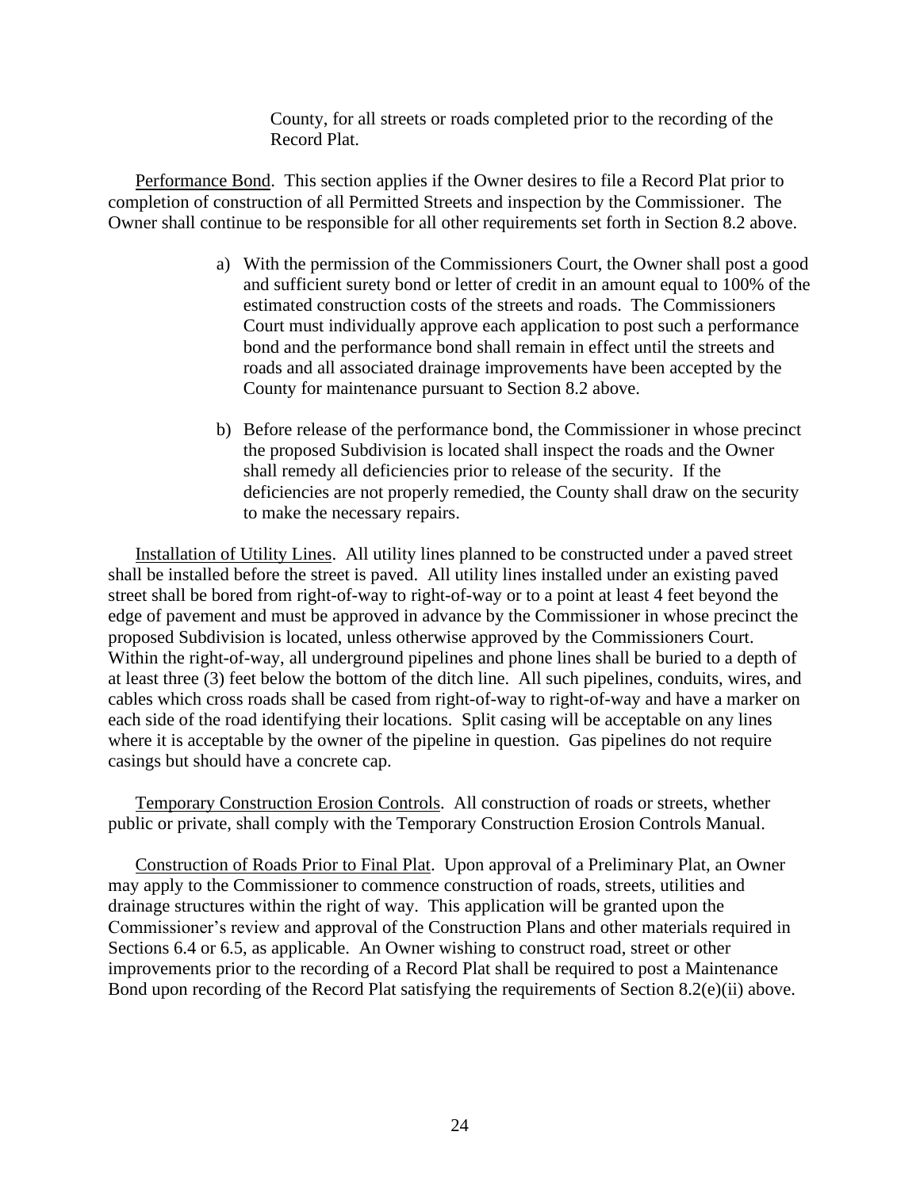County, for all streets or roads completed prior to the recording of the Record Plat.

Performance Bond. This section applies if the Owner desires to file a Record Plat prior to completion of construction of all Permitted Streets and inspection by the Commissioner. The Owner shall continue to be responsible for all other requirements set forth in Section 8.2 above.

a) With the permission of the Commissioners Court, the Owner shall post a good and sufficient surety bond or letter of credit in an amount equal to 100% of the estimated construction costs of the streets and roads. The Commissioners Court must individually approve each application to post such a performance bond and the performance bond shall remain in effect until the streets and roads and all associated drainage improvements have been accepted by the County for maintenance pursuant to Section 8.2 above.

b) Before release of the performance bond, the Commissioner in whose precinct the proposed Subdivision is located shall inspect the roads and the Owner shall remedy all deficiencies prior to release of the security. If the deficiencies are not properly remedied, the County shall draw on the security to make the necessary repairs.

Installation of Utility Lines. All utility lines planned to be constructed under a paved street shall be installed before the street is paved. All utility lines installed under an existing paved street shall be bored from right-of-way to right-of-way or to a point at least 4 feet beyond the edge of pavement and must be approved in advance by the Commissioner in whose precinct the proposed Subdivision is located, unless otherwise approved by the Commissioners Court. Within the right-of-way, all underground pipelines and phone lines shall be buried to a depth of at least three (3) feet below the bottom of the ditch line. All such pipelines, conduits, wires, and cables which cross roads shall be cased from right-of-way to right-of-way and have a marker on each side of the road identifying their locations. Split casing will be acceptable on any lines where it is acceptable by the owner of the pipeline in question. Gas pipelines do not require casings but should have a concrete cap.

Temporary Construction Erosion Controls. All construction of roads or streets, whether public or private, shall comply with the Temporary Construction Erosion Controls Manual.

Construction of Roads Prior to Final Plat. Upon approval of a Preliminary Plat, an Owner may apply to the Commissioner to commence construction of roads, streets, utilities and drainage structures within the right of way. This application will be granted upon the Commissioner's review and approval of the Construction Plans and other materials required in Sections 6.4 or 6.5, as applicable. An Owner wishing to construct road, street or other improvements prior to the recording of a Record Plat shall be required to post a Maintenance Bond upon recording of the Record Plat satisfying the requirements of Section 8.2(e)(ii) above.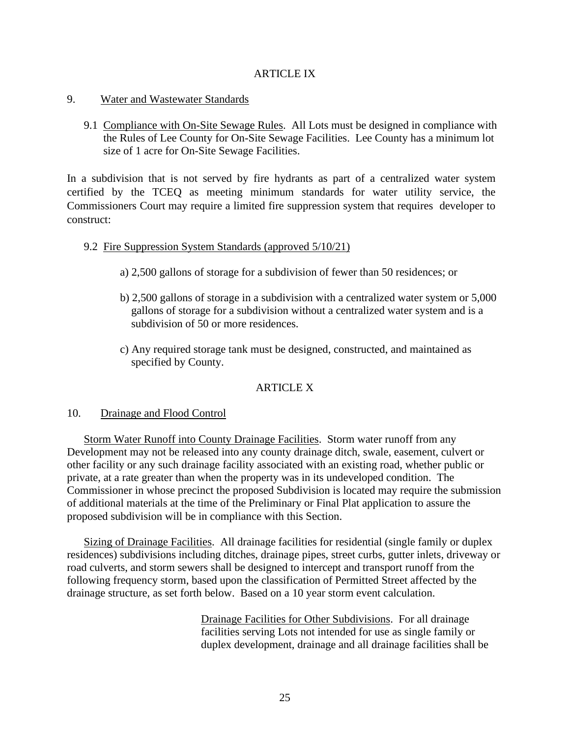# ARTICLE IX

## 9. Water and Wastewater Standards

9.1 Compliance with On-Site Sewage Rules. All Lots must be designed in compliance with the Rules of Lee County for On-Site Sewage Facilities. Lee County has a minimum lot size of 1 acre for On-Site Sewage Facilities.

In a subdivision that is not served by fire hydrants as part of a centralized water system certified by the TCEQ as meeting minimum standards for water utility service, the Commissioners Court may require a limited fire suppression system that requires developer to construct:

9.2 Fire Suppression System Standards (approved 5/10/21)

a) 2,500 gallons of storage for a subdivision of fewer than 50 residences; or

b) 2,500 gallons of storage in a subdivision with a centralized water system or 5,000 gallons of storage for a subdivision without a centralized water system and is a subdivision of 50 or more residences.

c) Any required storage tank must be designed, constructed, and maintained as specified by County.

# ARTICLE X

## 10. Drainage and Flood Control

Storm Water Runoff into County Drainage Facilities. Storm water runoff from any Development may not be released into any county drainage ditch, swale, easement, culvert or other facility or any such drainage facility associated with an existing road, whether public or private, at a rate greater than when the property was in its undeveloped condition. The Commissioner in whose precinct the proposed Subdivision is located may require the submission of additional materials at the time of the Preliminary or Final Plat application to assure the proposed subdivision will be in compliance with this Section.

Sizing of Drainage Facilities. All drainage facilities for residential (single family or duplex residences) subdivisions including ditches, drainage pipes, street curbs, gutter inlets, driveway or road culverts, and storm sewers shall be designed to intercept and transport runoff from the following frequency storm, based upon the classification of Permitted Street affected by the drainage structure, as set forth below. Based on a 10 year storm event calculation.

Drainage Facilities for Other Subdivisions. For all drainage facilities serving Lots not intended for use as single family or duplex development, drainage and all drainage facilities shall be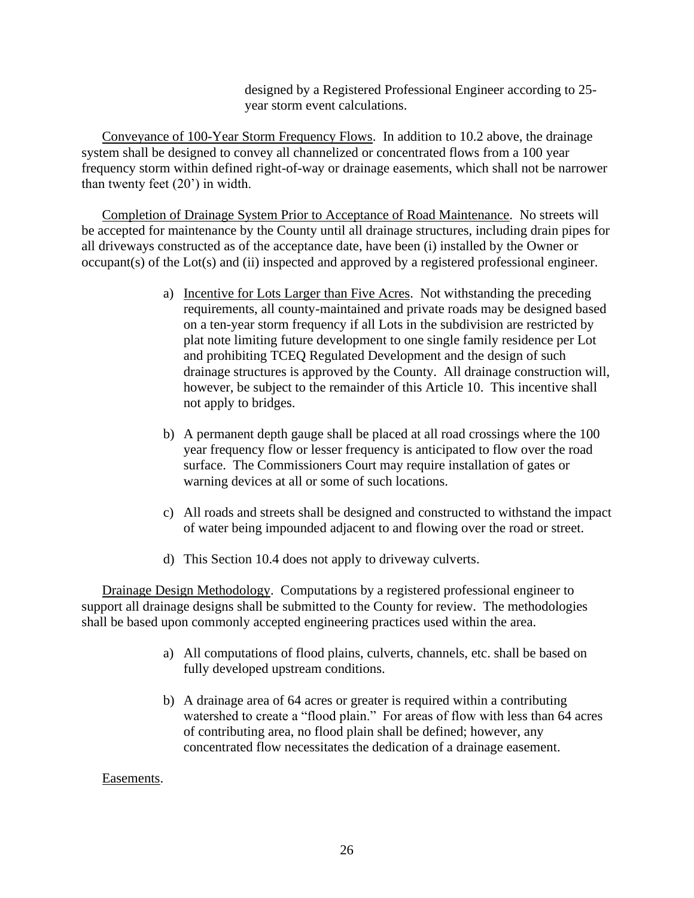designed by a Registered Professional Engineer according to 25-year storm event calculations.

Conveyance of 100-Year Storm Frequency Flows. In addition to 10.2 above, the drainage system shall be designed to convey all channelized or concentrated flows from a 100 year frequency storm within defined right-of-way or drainage easements, which shall not be narrower than twenty feet (20') in width.

Completion of Drainage System Prior to Acceptance of Road Maintenance. No streets will be accepted for maintenance by the County until all drainage structures, including drain pipes for all driveways constructed as of the acceptance date, have been (i) installed by the Owner or occupant(s) of the Lot(s) and (ii) inspected and approved by a registered professional engineer.

a) Incentive for Lots Larger than Five Acres. Not withstanding the preceding requirements, all county-maintained and private roads may be designed based on a ten-year storm frequency if all Lots in the subdivision are restricted by plat note limiting future development to one single family residence per Lot and prohibiting TCEQ Regulated Development and the design of such drainage structures is approved by the County. All drainage construction will, however, be subject to the remainder of this Article 10. This incentive shall not apply to bridges.

b) A permanent depth gauge shall be placed at all road crossings where the 100 year frequency flow or lesser frequency is anticipated to flow over the road surface. The Commissioners Court may require installation of gates or warning devices at all or some of such locations.

c) All roads and streets shall be designed and constructed to withstand the impact of water being impounded adjacent to and flowing over the road or street.

d) This Section 10.4 does not apply to driveway culverts.

Drainage Design Methodology. Computations by a registered professional engineer to support all drainage designs shall be submitted to the County for review. The methodologies shall be based upon commonly accepted engineering practices used within the area.

a) All computations of flood plains, culverts, channels, etc. shall be based on fully developed upstream conditions.

b) A drainage area of 64 acres or greater is required within a contributing watershed to create a "flood plain." For areas of flow with less than 64 acres of contributing area, no flood plain shall be defined; however, any concentrated flow necessitates the dedication of a drainage easement.

Easements.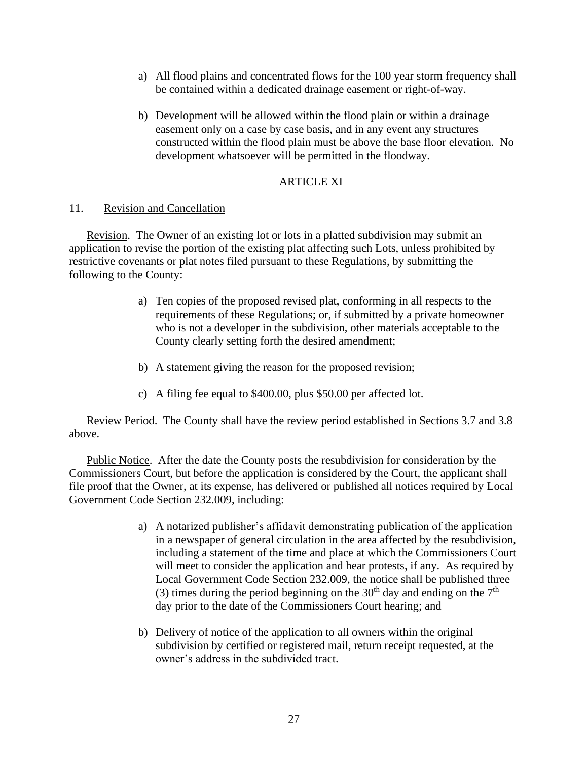a) All flood plains and concentrated flows for the 100 year storm frequency shall be contained within a dedicated drainage easement or right-of-way.

b) Development will be allowed within the flood plain or within a drainage easement only on a case by case basis, and in any event any structures constructed within the flood plain must be above the base floor elevation. No development whatsoever will be permitted in the floodway.

## ARTICLE XI

## 11. Revision and Cancellation

Revision. The Owner of an existing lot or lots in a platted subdivision may submit an application to revise the portion of the existing plat affecting such Lots, unless prohibited by restrictive covenants or plat notes filed pursuant to these Regulations, by submitting the following to the County:

a) Ten copies of the proposed revised plat, conforming in all respects to the requirements of these Regulations; or, if submitted by a private homeowner who is not a developer in the subdivision, other materials acceptable to the County clearly setting forth the desired amendment;

b) A statement giving the reason for the proposed revision;

c) A filing fee equal to $400.00, plus $50.00 per affected lot.

Review Period. The County shall have the review period established in Sections 3.7 and 3.8 above.

Public Notice. After the date the County posts the resubdivision for consideration by the Commissioners Court, but before the application is considered by the Court, the applicant shall file proof that the Owner, at its expense, has delivered or published all notices required by Local Government Code Section 232.009, including:

a) A notarized publisher's affidavit demonstrating publication of the application in a newspaper of general circulation in the area affected by the resubdivision, including a statement of the time and place at which the Commissioners Court will meet to consider the application and hear protests, if any. As required by Local Government Code Section 232.009, the notice shall be published three (3) times during the period beginning on the 30th day and ending on the 7th day prior to the date of the Commissioners Court hearing; and

b) Delivery of notice of the application to all owners within the original subdivision by certified or registered mail, return receipt requested, at the owner's address in the subdivided tract.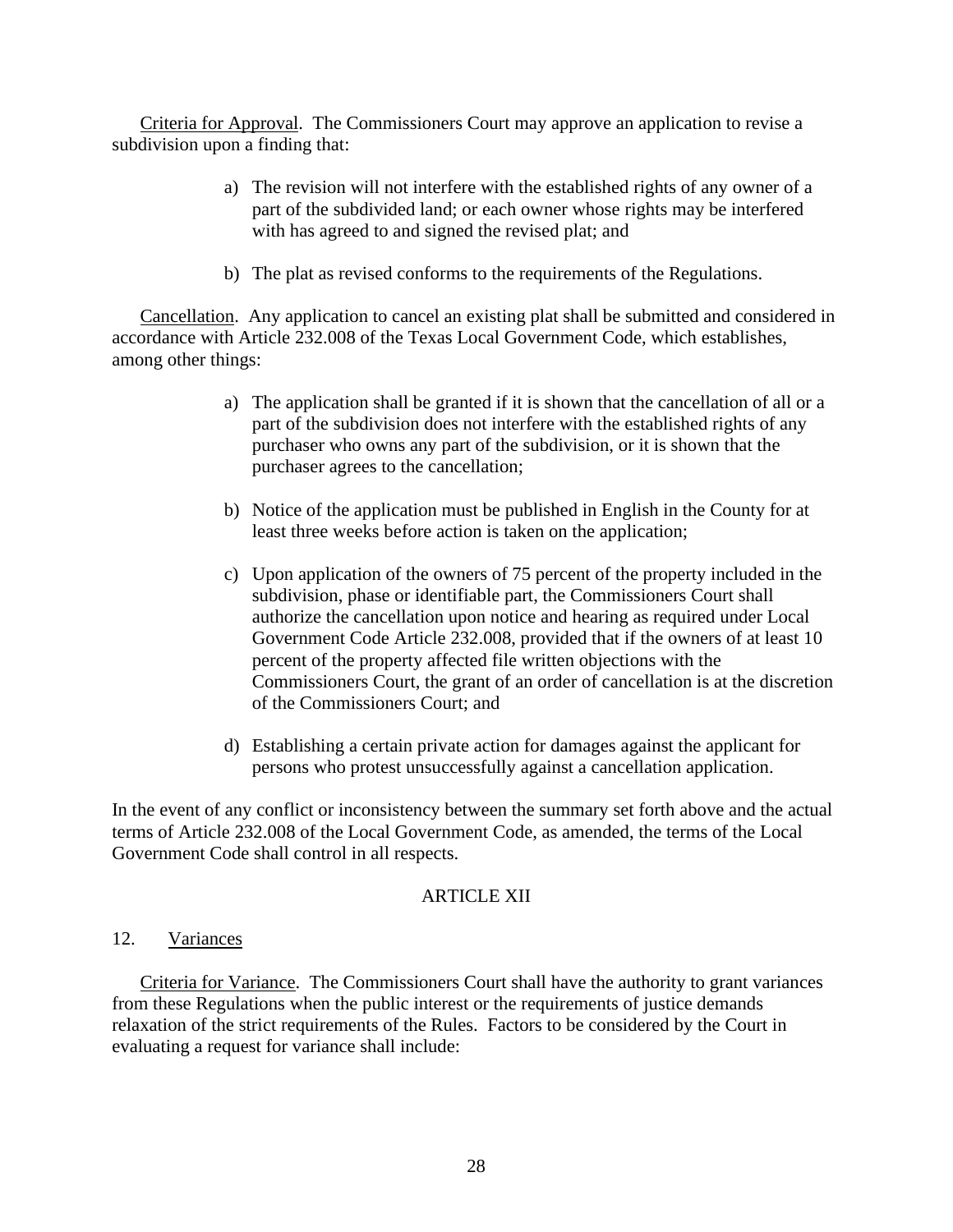Criteria for Approval. The Commissioners Court may approve an application to revise a subdivision upon a finding that:

a) The revision will not interfere with the established rights of any owner of a part of the subdivided land; or each owner whose rights may be interfered with has agreed to and signed the revised plat; and

b) The plat as revised conforms to the requirements of the Regulations.

Cancellation. Any application to cancel an existing plat shall be submitted and considered in accordance with Article 232.008 of the Texas Local Government Code, which establishes, among other things:

a) The application shall be granted if it is shown that the cancellation of all or a part of the subdivision does not interfere with the established rights of any purchaser who owns any part of the subdivision, or it is shown that the purchaser agrees to the cancellation;

b) Notice of the application must be published in English in the County for at least three weeks before action is taken on the application;

c) Upon application of the owners of 75 percent of the property included in the subdivision, phase or identifiable part, the Commissioners Court shall authorize the cancellation upon notice and hearing as required under Local Government Code Article 232.008, provided that if the owners of at least 10 percent of the property affected file written objections with the Commissioners Court, the grant of an order of cancellation is at the discretion of the Commissioners Court; and

d) Establishing a certain private action for damages against the applicant for persons who protest unsuccessfully against a cancellation application.

In the event of any conflict or inconsistency between the summary set forth above and the actual terms of Article 232.008 of the Local Government Code, as amended, the terms of the Local Government Code shall control in all respects.

## ARTICLE XII

## 12. Variances

Criteria for Variance. The Commissioners Court shall have the authority to grant variances from these Regulations when the public interest or the requirements of justice demands relaxation of the strict requirements of the Rules. Factors to be considered by the Court in evaluating a request for variance shall include: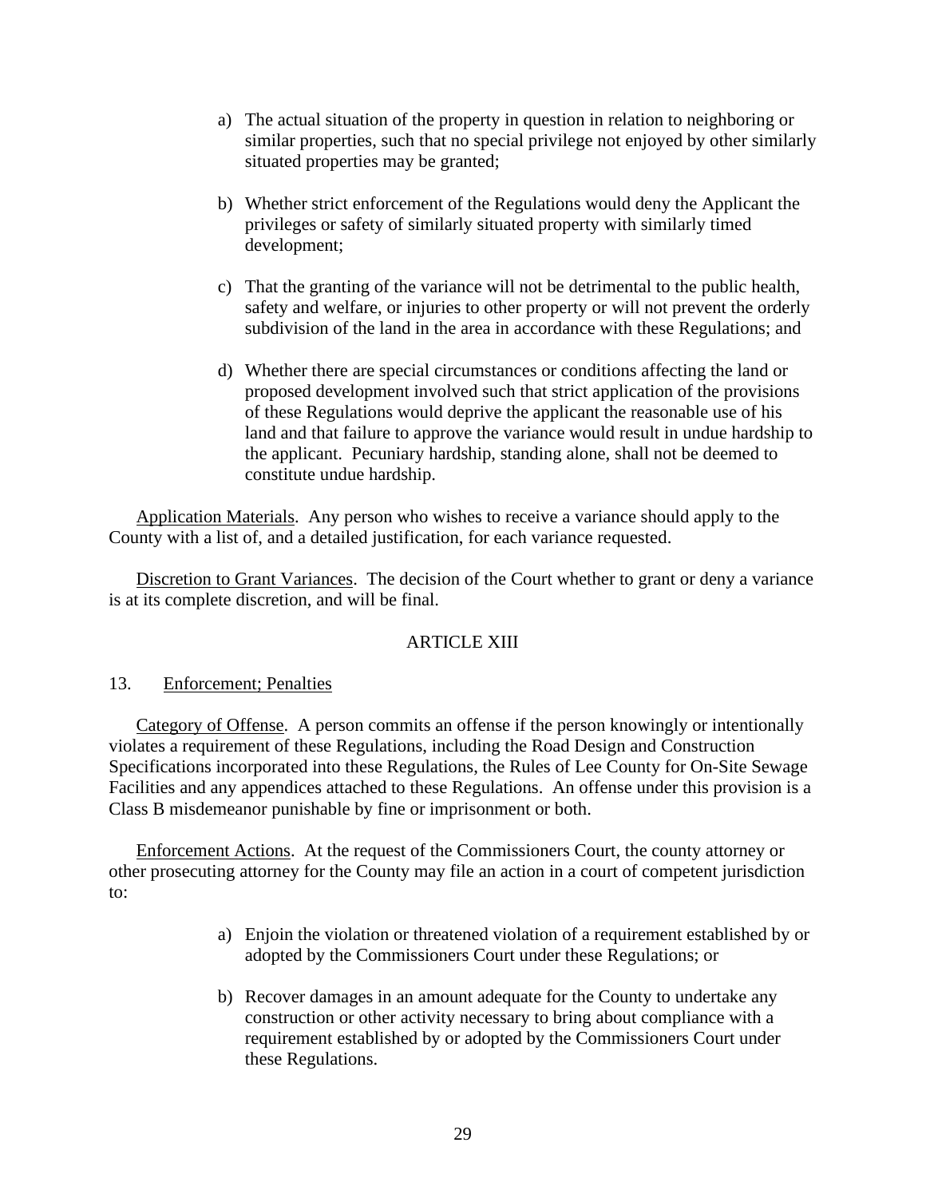a) The actual situation of the property in question in relation to neighboring or similar properties, such that no special privilege not enjoyed by other similarly situated properties may be granted;

b) Whether strict enforcement of the Regulations would deny the Applicant the privileges or safety of similarly situated property with similarly timed development;

c) That the granting of the variance will not be detrimental to the public health, safety and welfare, or injuries to other property or will not prevent the orderly subdivision of the land in the area in accordance with these Regulations; and

d) Whether there are special circumstances or conditions affecting the land or proposed development involved such that strict application of the provisions of these Regulations would deprive the applicant the reasonable use of his land and that failure to approve the variance would result in undue hardship to the applicant. Pecuniary hardship, standing alone, shall not be deemed to constitute undue hardship.

Application Materials. Any person who wishes to receive a variance should apply to the County with a list of, and a detailed justification, for each variance requested.

Discretion to Grant Variances. The decision of the Court whether to grant or deny a variance is at its complete discretion, and will be final.

## ARTICLE XIII

## 13. Enforcement; Penalties

Category of Offense. A person commits an offense if the person knowingly or intentionally violates a requirement of these Regulations, including the Road Design and Construction Specifications incorporated into these Regulations, the Rules of Lee County for On-Site Sewage Facilities and any appendices attached to these Regulations. An offense under this provision is a Class B misdemeanor punishable by fine or imprisonment or both.

Enforcement Actions. At the request of the Commissioners Court, the county attorney or other prosecuting attorney for the County may file an action in a court of competent jurisdiction to:

a) Enjoin the violation or threatened violation of a requirement established by or adopted by the Commissioners Court under these Regulations; or

b) Recover damages in an amount adequate for the County to undertake any construction or other activity necessary to bring about compliance with a requirement established by or adopted by the Commissioners Court under these Regulations.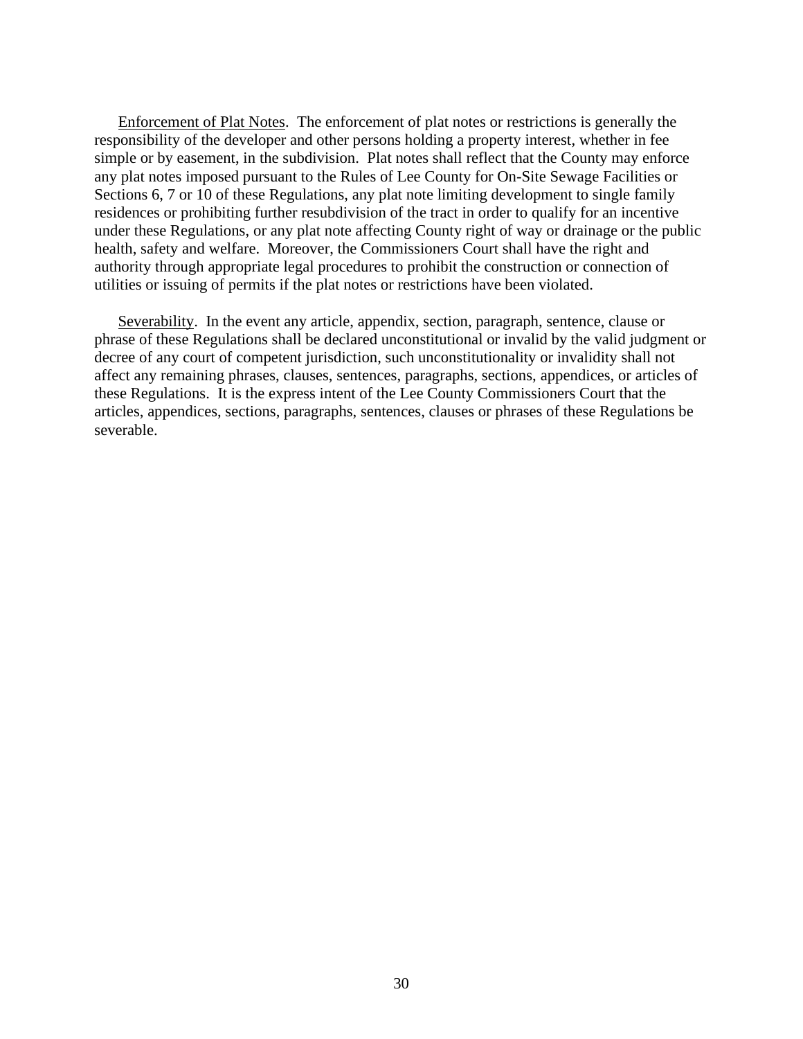Enforcement of Plat Notes. The enforcement of plat notes or restrictions is generally the responsibility of the developer and other persons holding a property interest, whether in fee simple or by easement, in the subdivision. Plat notes shall reflect that the County may enforce any plat notes imposed pursuant to the Rules of Lee County for On-Site Sewage Facilities or Sections 6, 7 or 10 of these Regulations, any plat note limiting development to single family residences or prohibiting further resubdivision of the tract in order to qualify for an incentive under these Regulations, or any plat note affecting County right of way or drainage or the public health, safety and welfare. Moreover, the Commissioners Court shall have the right and authority through appropriate legal procedures to prohibit the construction or connection of utilities or issuing of permits if the plat notes or restrictions have been violated.

Severability. In the event any article, appendix, section, paragraph, sentence, clause or phrase of these Regulations shall be declared unconstitutional or invalid by the valid judgment or decree of any court of competent jurisdiction, such unconstitutionality or invalidity shall not affect any remaining phrases, clauses, sentences, paragraphs, sections, appendices, or articles of these Regulations. It is the express intent of the Lee County Commissioners Court that the articles, appendices, sections, paragraphs, sentences, clauses or phrases of these Regulations be severable.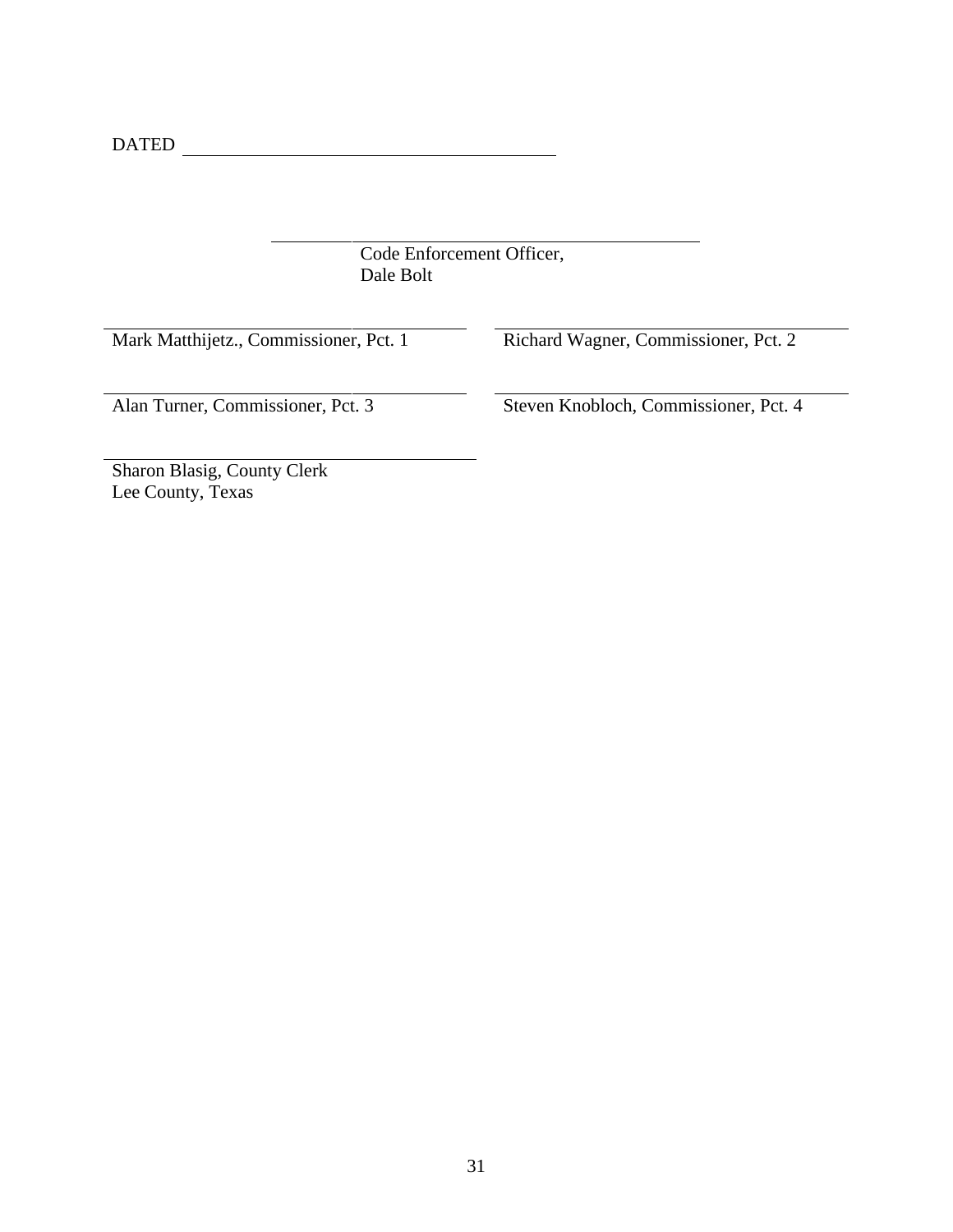DATED ____________________________________

____________________________________
Code Enforcement Officer,
Dale Bolt

| | |
|---|---|
| ____________________________________ | ____________________________________ |
| Mark Matthijetz., Commissioner, Pct. 1 | Richard Wagner, Commissioner, Pct. 2 |
| ____________________________________ | ____________________________________ |
| Alan Turner, Commissioner, Pct. 3 | Steven Knobloch, Commissioner, Pct. 4 |

____________________________________
Sharon Blasig, County Clerk
Lee County, Texas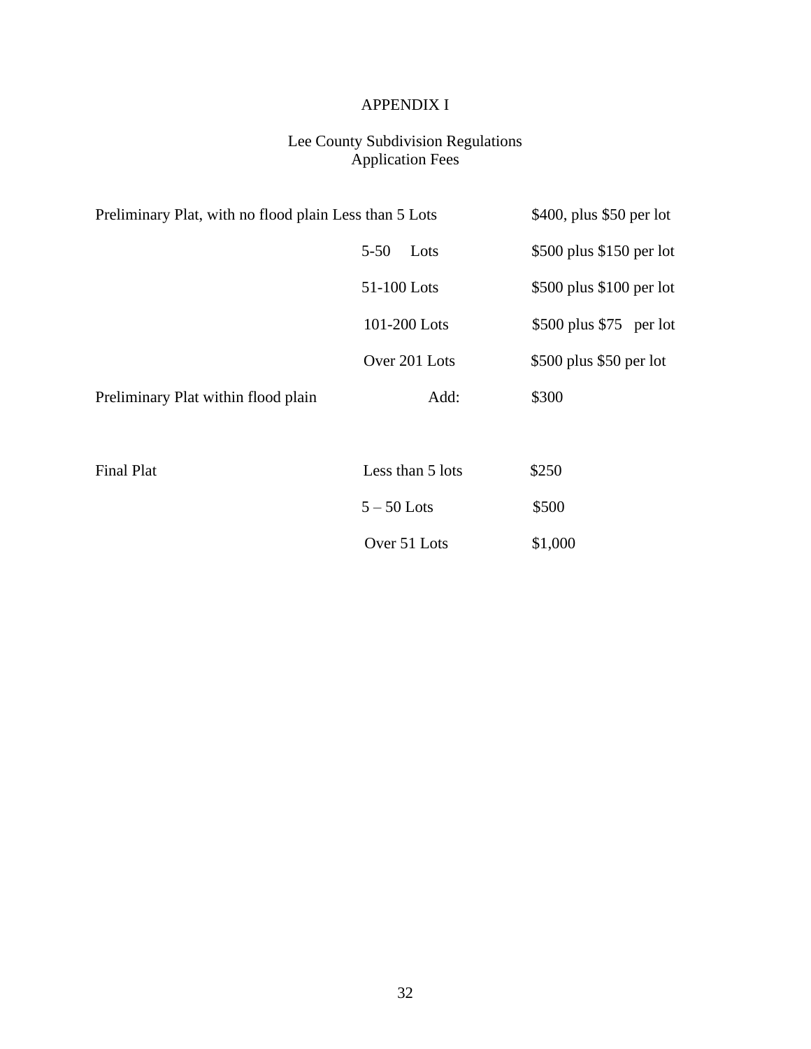# APPENDIX I

## Lee County Subdivision Regulations
## Application Fees

| | | |
|---|---|---|
| Preliminary Plat, with no flood plain | Less than 5 Lots | \$400, plus \$50 per lot |
| | 5-50 Lots | \$500 plus \$150 per lot |
| | 51-100 Lots | \$500 plus \$100 per lot |
| | 101-200 Lots | \$500 plus \$75 per lot |
| | Over 201 Lots | \$500 plus \$50 per lot |
| Preliminary Plat within flood plain | Add: | \$300 |
| | | |
| Final Plat | Less than 5 lots | \$250 |
| | 5 – 50 Lots | \$500 |
| | Over 51 Lots | \$1,000 |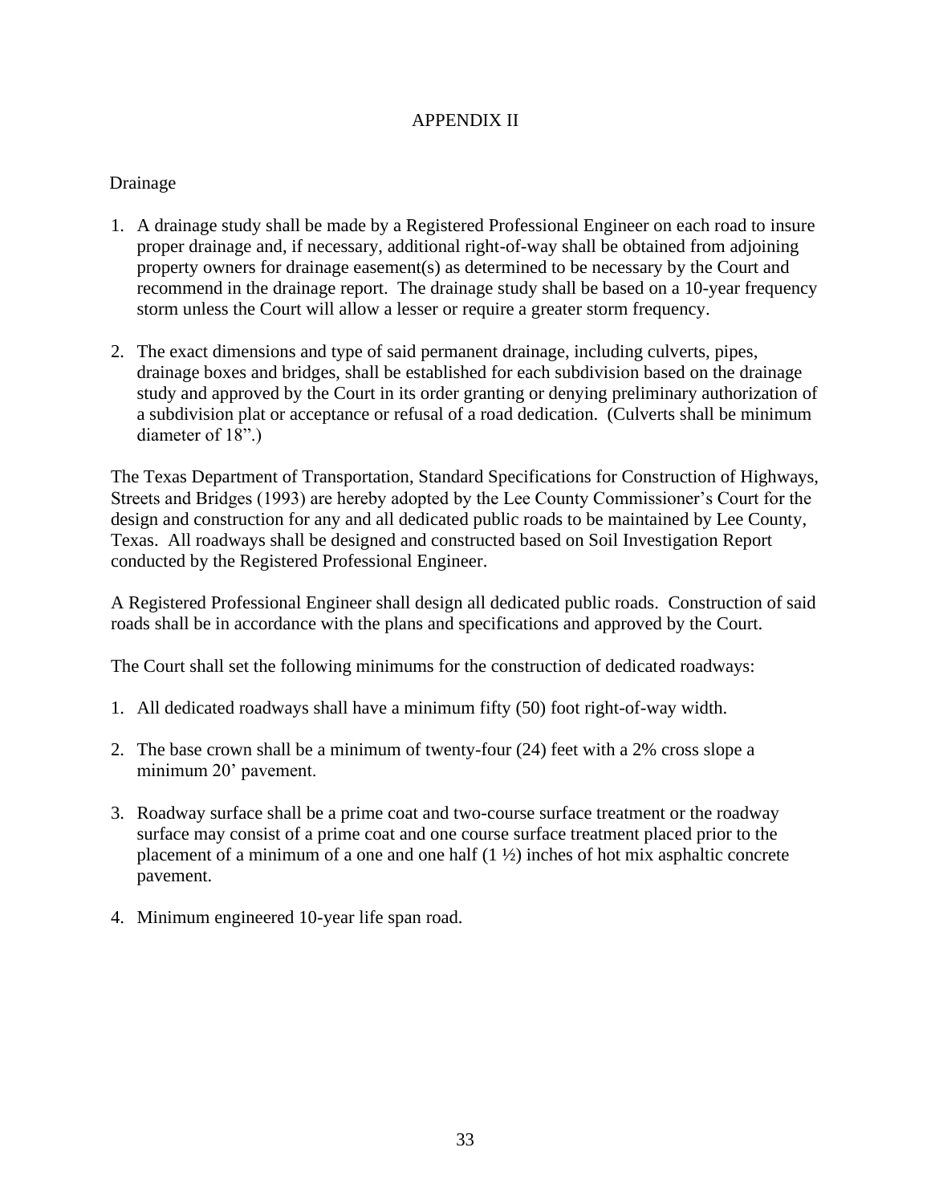# APPENDIX II

Drainage

1. A drainage study shall be made by a Registered Professional Engineer on each road to insure proper drainage and, if necessary, additional right-of-way shall be obtained from adjoining property owners for drainage easement(s) as determined to be necessary by the Court and recommend in the drainage report. The drainage study shall be based on a 10-year frequency storm unless the Court will allow a lesser or require a greater storm frequency.

2. The exact dimensions and type of said permanent drainage, including culverts, pipes, drainage boxes and bridges, shall be established for each subdivision based on the drainage study and approved by the Court in its order granting or denying preliminary authorization of a subdivision plat or acceptance or refusal of a road dedication. (Culverts shall be minimum diameter of 18".)

The Texas Department of Transportation, Standard Specifications for Construction of Highways, Streets and Bridges (1993) are hereby adopted by the Lee County Commissioner's Court for the design and construction for any and all dedicated public roads to be maintained by Lee County, Texas. All roadways shall be designed and constructed based on Soil Investigation Report conducted by the Registered Professional Engineer.

A Registered Professional Engineer shall design all dedicated public roads. Construction of said roads shall be in accordance with the plans and specifications and approved by the Court.

The Court shall set the following minimums for the construction of dedicated roadways:

1. All dedicated roadways shall have a minimum fifty (50) foot right-of-way width.

2. The base crown shall be a minimum of twenty-four (24) feet with a 2% cross slope a minimum 20' pavement.

3. Roadway surface shall be a prime coat and two-course surface treatment or the roadway surface may consist of a prime coat and one course surface treatment placed prior to the placement of a minimum of a one and one half (1 ½) inches of hot mix asphaltic concrete pavement.

4. Minimum engineered 10-year life span road.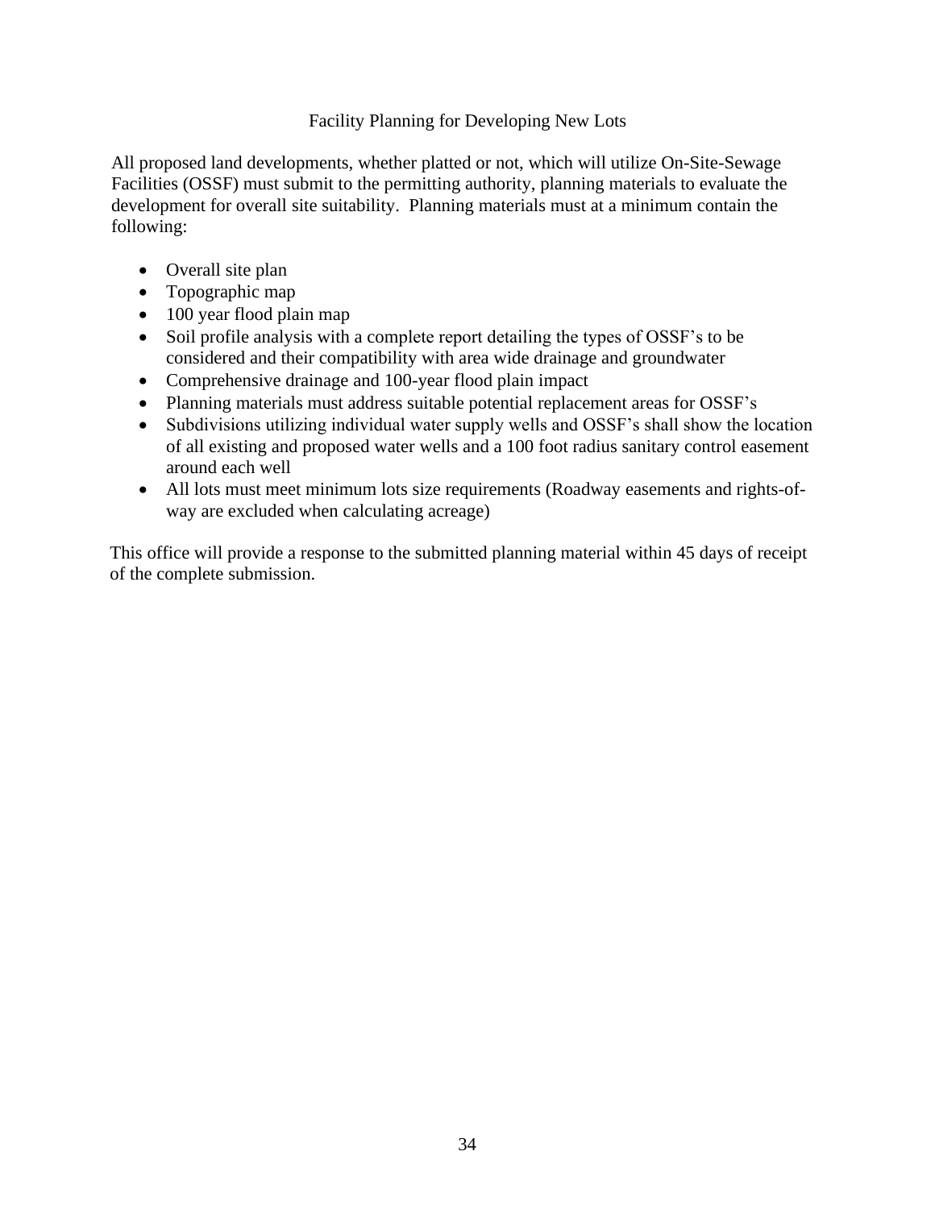## Facility Planning for Developing New Lots

All proposed land developments, whether platted or not, which will utilize On-Site-Sewage Facilities (OSSF) must submit to the permitting authority, planning materials to evaluate the development for overall site suitability. Planning materials must at a minimum contain the following:

- Overall site plan
- Topographic map
- 100 year flood plain map
- Soil profile analysis with a complete report detailing the types of OSSF's to be considered and their compatibility with area wide drainage and groundwater
- Comprehensive drainage and 100-year flood plain impact
- Planning materials must address suitable potential replacement areas for OSSF's
- Subdivisions utilizing individual water supply wells and OSSF's shall show the location of all existing and proposed water wells and a 100 foot radius sanitary control easement around each well
- All lots must meet minimum lots size requirements (Roadway easements and rights-of-way are excluded when calculating acreage)

This office will provide a response to the submitted planning material within 45 days of receipt of the complete submission.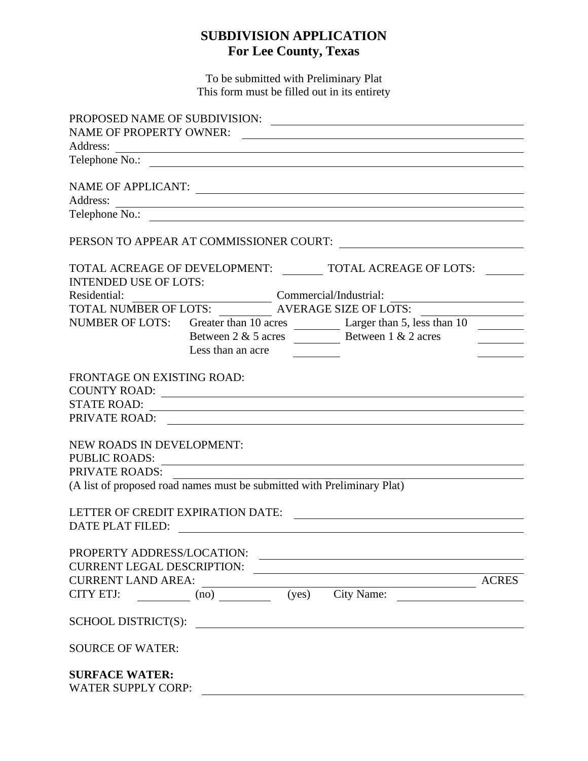# SUBDIVISION APPLICATION
## For Lee County, Texas

To be submitted with Preliminary Plat
This form must be filled out in its entirety

PROPOSED NAME OF SUBDIVISION: ______________________________
NAME OF PROPERTY OWNER: ______________________________
Address: ______________________________
Telephone No.: ______________________________

NAME OF APPLICANT: ______________________________
Address: ______________________________
Telephone No.: ______________________________

PERSON TO APPEAR AT COMMISSIONER COURT: ______________________________

TOTAL ACREAGE OF DEVELOPMENT: ________ TOTAL ACREAGE OF LOTS: ________
INTENDED USE OF LOTS:
Residential: ______________ Commercial/Industrial: ______________
TOTAL NUMBER OF LOTS: ________ AVERAGE SIZE OF LOTS: ______________
NUMBER OF LOTS: Greater than 10 acres ________ Larger than 5, less than 10 ________
Between 2 & 5 acres ________ Between 1 & 2 acres ________
Less than an acre ________ ________

FRONTAGE ON EXISTING ROAD:
COUNTY ROAD: ______________________________
STATE ROAD: ______________________________
PRIVATE ROAD: ______________________________

NEW ROADS IN DEVELOPMENT:
PUBLIC ROADS: ______________________________
PRIVATE ROADS: ______________________________
(A list of proposed road names must be submitted with Preliminary Plat)

LETTER OF CREDIT EXPIRATION DATE: ______________________________
DATE PLAT FILED: ______________________________

PROPERTY ADDRESS/LOCATION: ______________________________
CURRENT LEGAL DESCRIPTION: ______________________________
CURRENT LAND AREA: ______________________________ ACRES
CITY ETJ: ________ (no) ________ (yes) City Name: ______________

SCHOOL DISTRICT(S): ______________________________

SOURCE OF WATER:

**SURFACE WATER:**
WATER SUPPLY CORP: ______________________________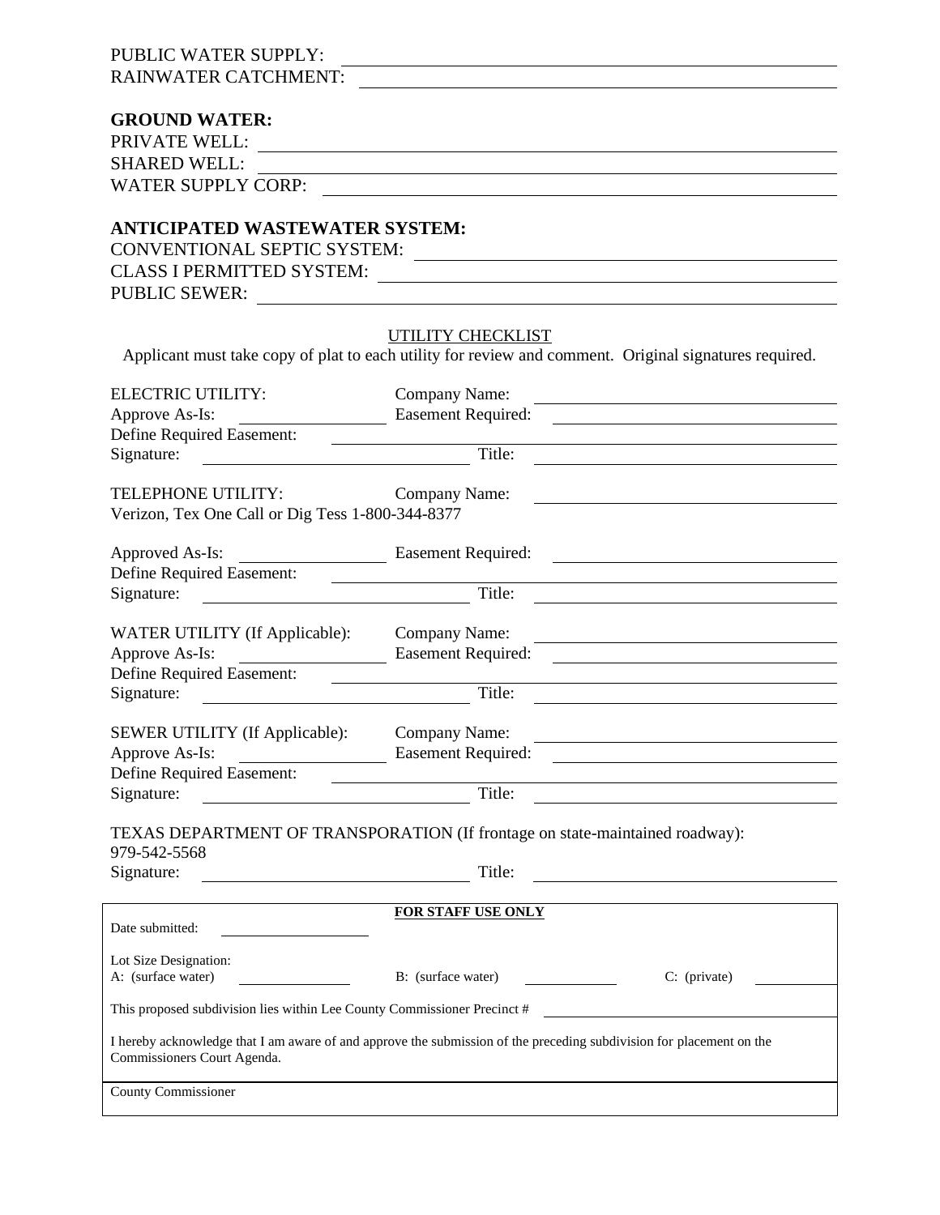PUBLIC WATER SUPPLY: \_\_\_\_\_\_\_\_\_\_\_\_\_\_\_\_\_\_\_\_

RAINWATER CATCHMENT: \_\_\_\_\_\_\_\_\_\_\_\_\_\_\_\_\_\_\_\_

**GROUND WATER:**

PRIVATE WELL: \_\_\_\_\_\_\_\_\_\_\_\_\_\_\_\_\_\_\_\_

SHARED WELL: \_\_\_\_\_\_\_\_\_\_\_\_\_\_\_\_\_\_\_\_

WATER SUPPLY CORP: \_\_\_\_\_\_\_\_\_\_\_\_\_\_\_\_\_\_\_\_

**ANTICIPATED WASTEWATER SYSTEM:**

CONVENTIONAL SEPTIC SYSTEM: \_\_\_\_\_\_\_\_\_\_\_\_\_\_\_\_\_\_\_\_

CLASS I PERMITTED SYSTEM: \_\_\_\_\_\_\_\_\_\_\_\_\_\_\_\_\_\_\_\_

PUBLIC SEWER: \_\_\_\_\_\_\_\_\_\_\_\_\_\_\_\_\_\_\_\_

<u>UTILITY CHECKLIST</u>

Applicant must take copy of plat to each utility for review and comment. Original signatures required.

ELECTRIC UTILITY: Company Name: \_\_\_\_\_\_\_\_\_\_\_\_\_\_\_\_\_\_\_\_

Approve As-Is: \_\_\_\_\_\_\_\_\_\_ Easement Required: \_\_\_\_\_\_\_\_\_\_\_\_\_\_\_\_\_\_\_\_

Define Required Easement: \_\_\_\_\_\_\_\_\_\_\_\_\_\_\_\_\_\_\_\_

Signature: \_\_\_\_\_\_\_\_\_\_\_\_\_\_\_\_\_\_\_\_ Title: \_\_\_\_\_\_\_\_\_\_\_\_\_\_\_\_\_\_\_\_

TELEPHONE UTILITY: Company Name: \_\_\_\_\_\_\_\_\_\_\_\_\_\_\_\_\_\_\_\_

Verizon, Tex One Call or Dig Tess 1-800-344-8377

Approved As-Is: \_\_\_\_\_\_\_\_\_\_ Easement Required: \_\_\_\_\_\_\_\_\_\_\_\_\_\_\_\_\_\_\_\_

Define Required Easement: \_\_\_\_\_\_\_\_\_\_\_\_\_\_\_\_\_\_\_\_

Signature: \_\_\_\_\_\_\_\_\_\_\_\_\_\_\_\_\_\_\_\_ Title: \_\_\_\_\_\_\_\_\_\_\_\_\_\_\_\_\_\_\_\_

WATER UTILITY (If Applicable): Company Name: \_\_\_\_\_\_\_\_\_\_\_\_\_\_\_\_\_\_\_\_

Approve As-Is: \_\_\_\_\_\_\_\_\_\_ Easement Required: \_\_\_\_\_\_\_\_\_\_\_\_\_\_\_\_\_\_\_\_

Define Required Easement: \_\_\_\_\_\_\_\_\_\_\_\_\_\_\_\_\_\_\_\_

Signature: \_\_\_\_\_\_\_\_\_\_\_\_\_\_\_\_\_\_\_\_ Title: \_\_\_\_\_\_\_\_\_\_\_\_\_\_\_\_\_\_\_\_

SEWER UTILITY (If Applicable): Company Name: \_\_\_\_\_\_\_\_\_\_\_\_\_\_\_\_\_\_\_\_

Approve As-Is: \_\_\_\_\_\_\_\_\_\_ Easement Required: \_\_\_\_\_\_\_\_\_\_\_\_\_\_\_\_\_\_\_\_

Define Required Easement: \_\_\_\_\_\_\_\_\_\_\_\_\_\_\_\_\_\_\_\_

Signature: \_\_\_\_\_\_\_\_\_\_\_\_\_\_\_\_\_\_\_\_ Title: \_\_\_\_\_\_\_\_\_\_\_\_\_\_\_\_\_\_\_\_

TEXAS DEPARTMENT OF TRANSPORATION (If frontage on state-maintained roadway):
979-542-5568

Signature: \_\_\_\_\_\_\_\_\_\_\_\_\_\_\_\_\_\_\_\_ Title: \_\_\_\_\_\_\_\_\_\_\_\_\_\_\_\_\_\_\_\_

**<u>FOR STAFF USE ONLY</u>**

Date submitted: \_\_\_\_\_\_\_\_\_\_

Lot Size Designation:

A: (surface water) \_\_\_\_\_\_\_\_\_\_ B: (surface water) \_\_\_\_\_\_\_\_\_\_ C: (private) \_\_\_\_\_\_\_\_\_\_

This proposed subdivision lies within Lee County Commissioner Precinct # \_\_\_\_\_\_\_\_\_\_

I hereby acknowledge that I am aware of and approve the submission of the preceding subdivision for placement on the Commissioners Court Agenda.

County Commissioner